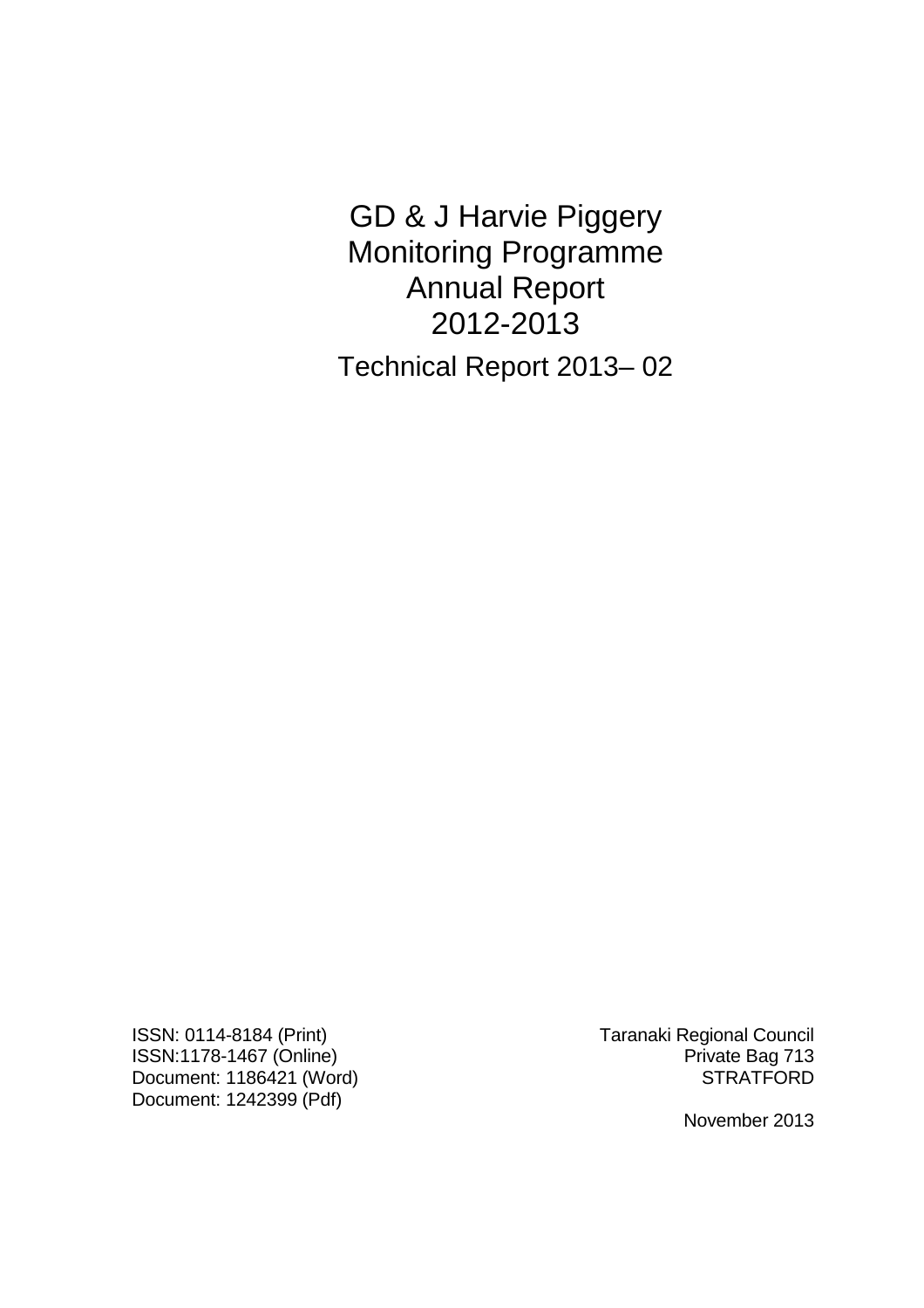# GD & J Harvie Piggery Monitoring Programme Annual Report 2012-2013

Technical Report 2013– 02

ISSN: 0114-8184 (Print)
ISSN:1178-1467 (Online)
Document: 1186421 (Word)
Document: 1242399 (Pdf)

Taranaki Regional Council
Private Bag 713
STRATFORD

November 2013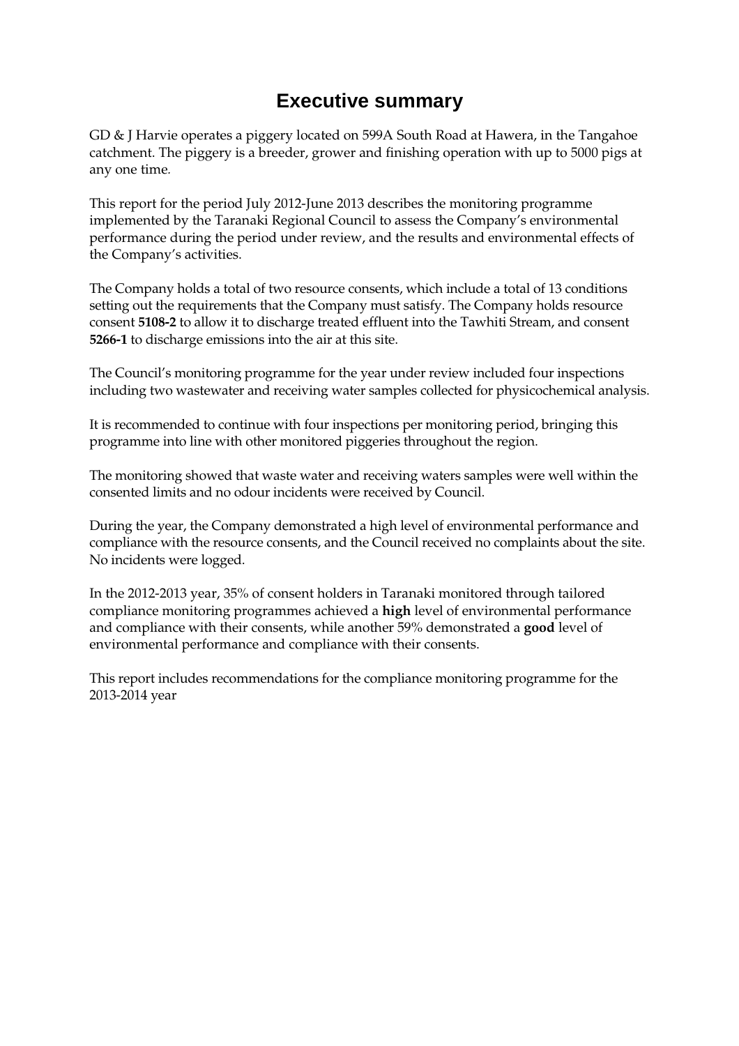# Executive summary

GD & J Harvie operates a piggery located on 599A South Road at Hawera, in the Tangahoe catchment. The piggery is a breeder, grower and finishing operation with up to 5000 pigs at any one time.

This report for the period July 2012-June 2013 describes the monitoring programme implemented by the Taranaki Regional Council to assess the Company's environmental performance during the period under review, and the results and environmental effects of the Company's activities.

The Company holds a total of two resource consents, which include a total of 13 conditions setting out the requirements that the Company must satisfy. The Company holds resource consent **5108-2** to allow it to discharge treated effluent into the Tawhiti Stream, and consent **5266-1** to discharge emissions into the air at this site.

The Council's monitoring programme for the year under review included four inspections including two wastewater and receiving water samples collected for physicochemical analysis.

It is recommended to continue with four inspections per monitoring period, bringing this programme into line with other monitored piggeries throughout the region.

The monitoring showed that waste water and receiving waters samples were well within the consented limits and no odour incidents were received by Council.

During the year, the Company demonstrated a high level of environmental performance and compliance with the resource consents, and the Council received no complaints about the site. No incidents were logged.

In the 2012-2013 year, 35% of consent holders in Taranaki monitored through tailored compliance monitoring programmes achieved a **high** level of environmental performance and compliance with their consents, while another 59% demonstrated a **good** level of environmental performance and compliance with their consents.

This report includes recommendations for the compliance monitoring programme for the 2013-2014 year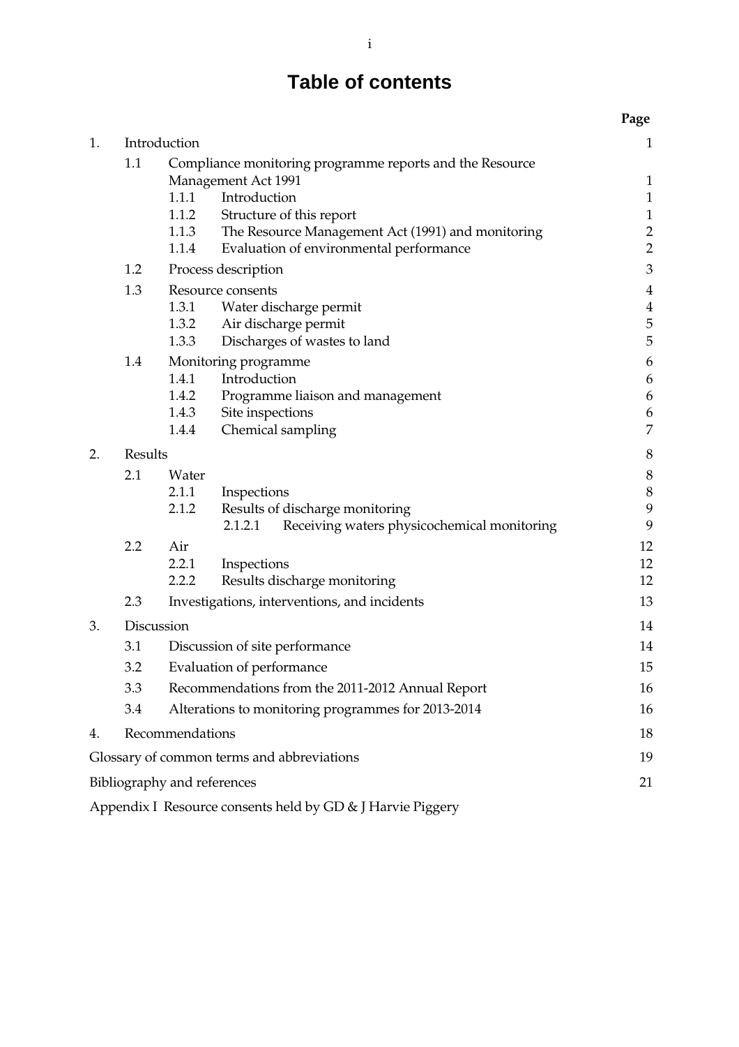# Table of contents

| | | | | Page |
|---|---|---|---|---|
| 1. | Introduction | | | 1 |
| | 1.1 | Compliance monitoring programme reports and the Resource Management Act 1991 | | 1 |
| | | 1.1.1 | Introduction | 1 |
| | | 1.1.2 | Structure of this report | 1 |
| | | 1.1.3 | The Resource Management Act (1991) and monitoring | 2 |
| | | 1.1.4 | Evaluation of environmental performance | 2 |
| | 1.2 | Process description | | 3 |
| | 1.3 | Resource consents | | 4 |
| | | 1.3.1 | Water discharge permit | 4 |
| | | 1.3.2 | Air discharge permit | 5 |
| | | 1.3.3 | Discharges of wastes to land | 5 |
| | 1.4 | Monitoring programme | | 6 |
| | | 1.4.1 | Introduction | 6 |
| | | 1.4.2 | Programme liaison and management | 6 |
| | | 1.4.3 | Site inspections | 6 |
| | | 1.4.4 | Chemical sampling | 7 |
| 2. | Results | | | 8 |
| | 2.1 | Water | | 8 |
| | | 2.1.1 | Inspections | 8 |
| | | 2.1.2 | Results of discharge monitoring | 9 |
| | | | 2.1.2.1 Receiving waters physicochemical monitoring | 9 |
| | 2.2 | Air | | 12 |
| | | 2.2.1 | Inspections | 12 |
| | | 2.2.2 | Results discharge monitoring | 12 |
| | 2.3 | Investigations, interventions, and incidents | | 13 |
| 3. | Discussion | | | 14 |
| | 3.1 | Discussion of site performance | | 14 |
| | 3.2 | Evaluation of performance | | 15 |
| | 3.3 | Recommendations from the 2011-2012 Annual Report | | 16 |
| | 3.4 | Alterations to monitoring programmes for 2013-2014 | | 16 |
| 4. | Recommendations | | | 18 |
| Glossary of common terms and abbreviations | | | | 19 |
| Bibliography and references | | | | 21 |
| Appendix I Resource consents held by GD & J Harvie Piggery | | | | |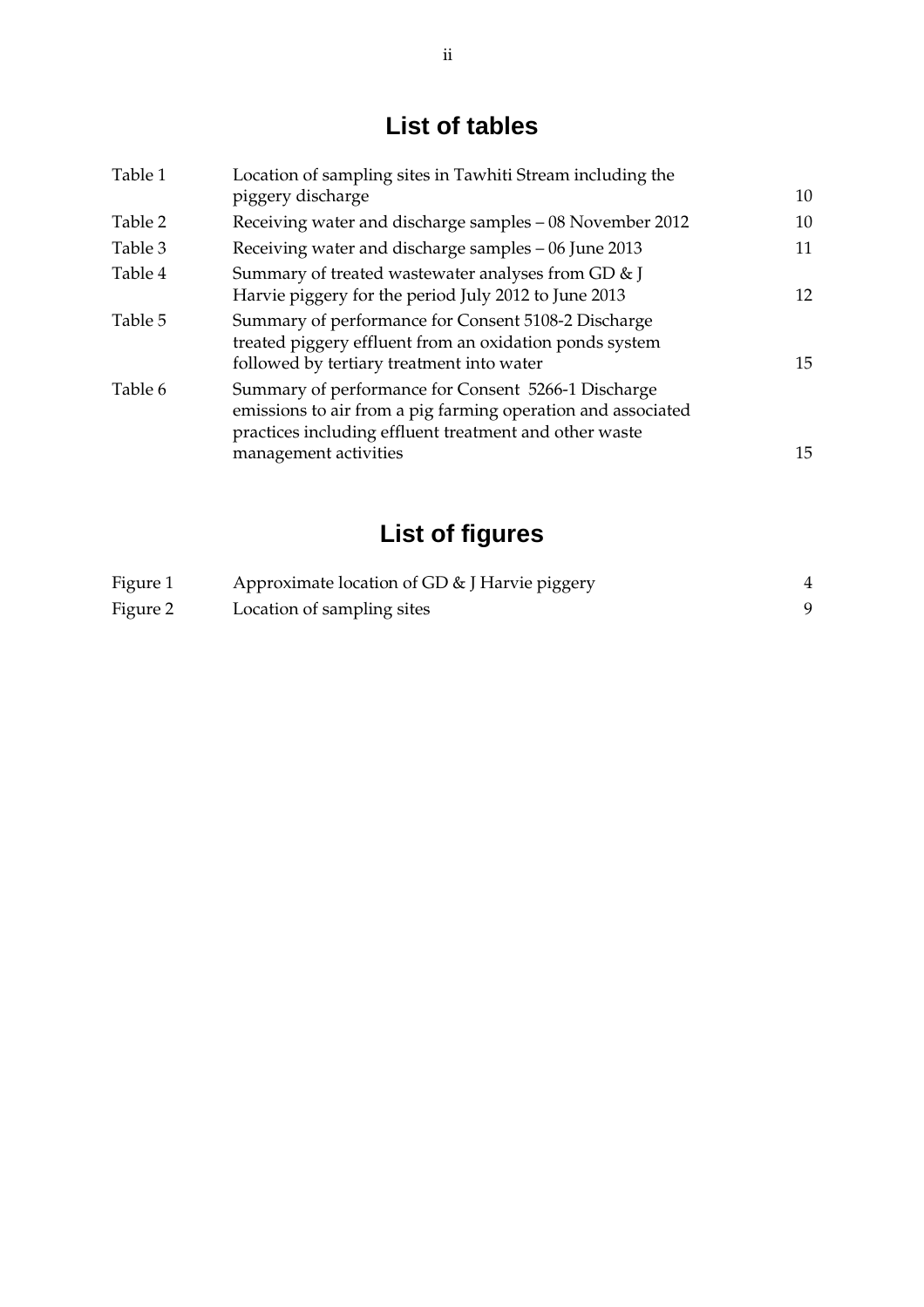# List of tables

| | | |
|---|---|---|
| Table 1 | Location of sampling sites in Tawhiti Stream including the piggery discharge | 10 |
| Table 2 | Receiving water and discharge samples – 08 November 2012 | 10 |
| Table 3 | Receiving water and discharge samples – 06 June 2013 | 11 |
| Table 4 | Summary of treated wastewater analyses from GD & J Harvie piggery for the period July 2012 to June 2013 | 12 |
| Table 5 | Summary of performance for Consent 5108-2 Discharge treated piggery effluent from an oxidation ponds system followed by tertiary treatment into water | 15 |
| Table 6 | Summary of performance for Consent 5266-1 Discharge emissions to air from a pig farming operation and associated practices including effluent treatment and other waste management activities | 15 |

# List of figures

| | | |
|---|---|---|
| Figure 1 | Approximate location of GD & J Harvie piggery | 4 |
| Figure 2 | Location of sampling sites | 9 |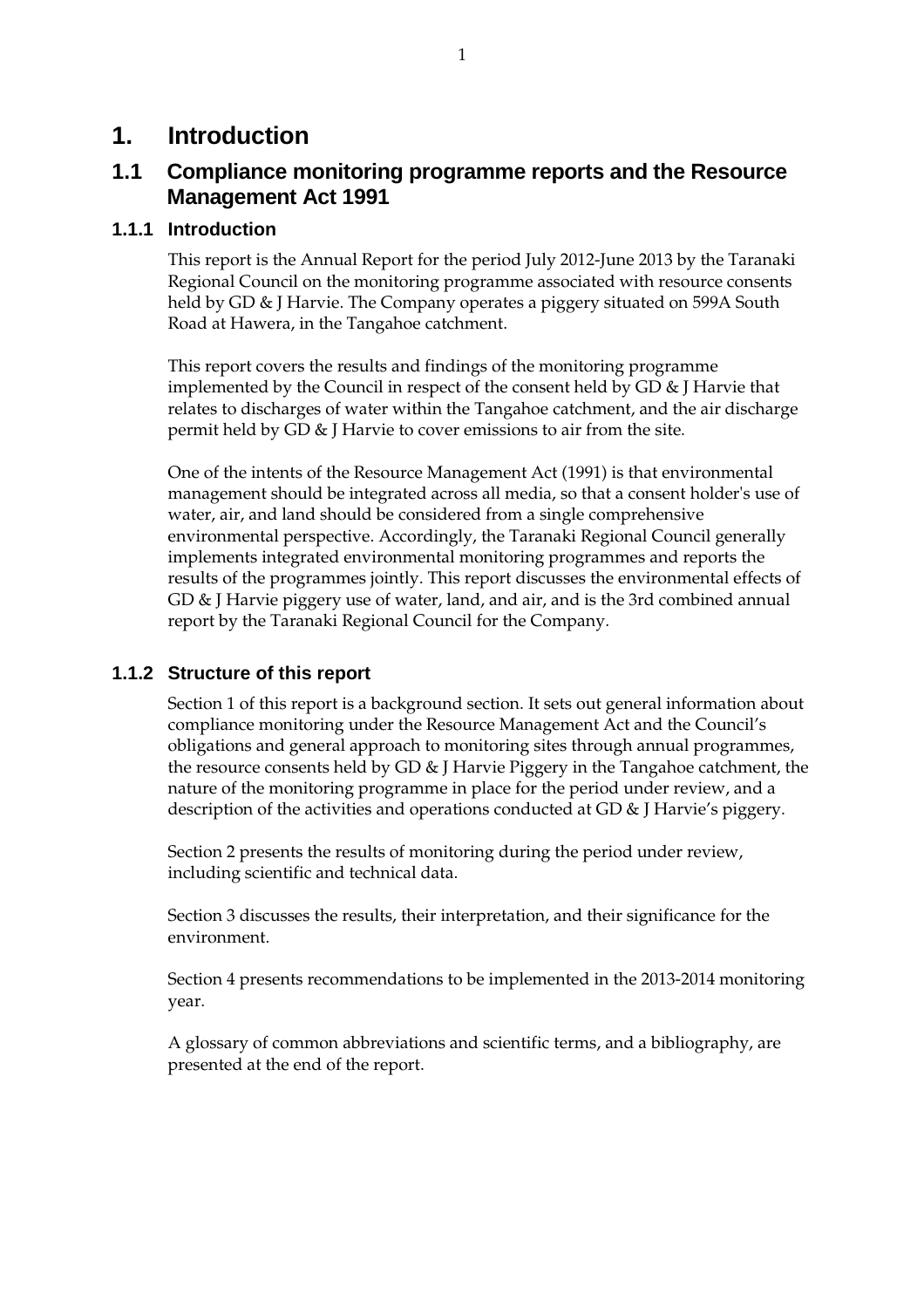# 1. Introduction

## 1.1 Compliance monitoring programme reports and the Resource Management Act 1991

### 1.1.1 Introduction

This report is the Annual Report for the period July 2012-June 2013 by the Taranaki Regional Council on the monitoring programme associated with resource consents held by GD & J Harvie. The Company operates a piggery situated on 599A South Road at Hawera, in the Tangahoe catchment.

This report covers the results and findings of the monitoring programme implemented by the Council in respect of the consent held by GD & J Harvie that relates to discharges of water within the Tangahoe catchment, and the air discharge permit held by GD & J Harvie to cover emissions to air from the site.

One of the intents of the Resource Management Act (1991) is that environmental management should be integrated across all media, so that a consent holder's use of water, air, and land should be considered from a single comprehensive environmental perspective. Accordingly, the Taranaki Regional Council generally implements integrated environmental monitoring programmes and reports the results of the programmes jointly. This report discusses the environmental effects of GD & J Harvie piggery use of water, land, and air, and is the 3rd combined annual report by the Taranaki Regional Council for the Company.

### 1.1.2 Structure of this report

Section 1 of this report is a background section. It sets out general information about compliance monitoring under the Resource Management Act and the Council's obligations and general approach to monitoring sites through annual programmes, the resource consents held by GD & J Harvie Piggery in the Tangahoe catchment, the nature of the monitoring programme in place for the period under review, and a description of the activities and operations conducted at GD & J Harvie's piggery.

Section 2 presents the results of monitoring during the period under review, including scientific and technical data.

Section 3 discusses the results, their interpretation, and their significance for the environment.

Section 4 presents recommendations to be implemented in the 2013-2014 monitoring year.

A glossary of common abbreviations and scientific terms, and a bibliography, are presented at the end of the report.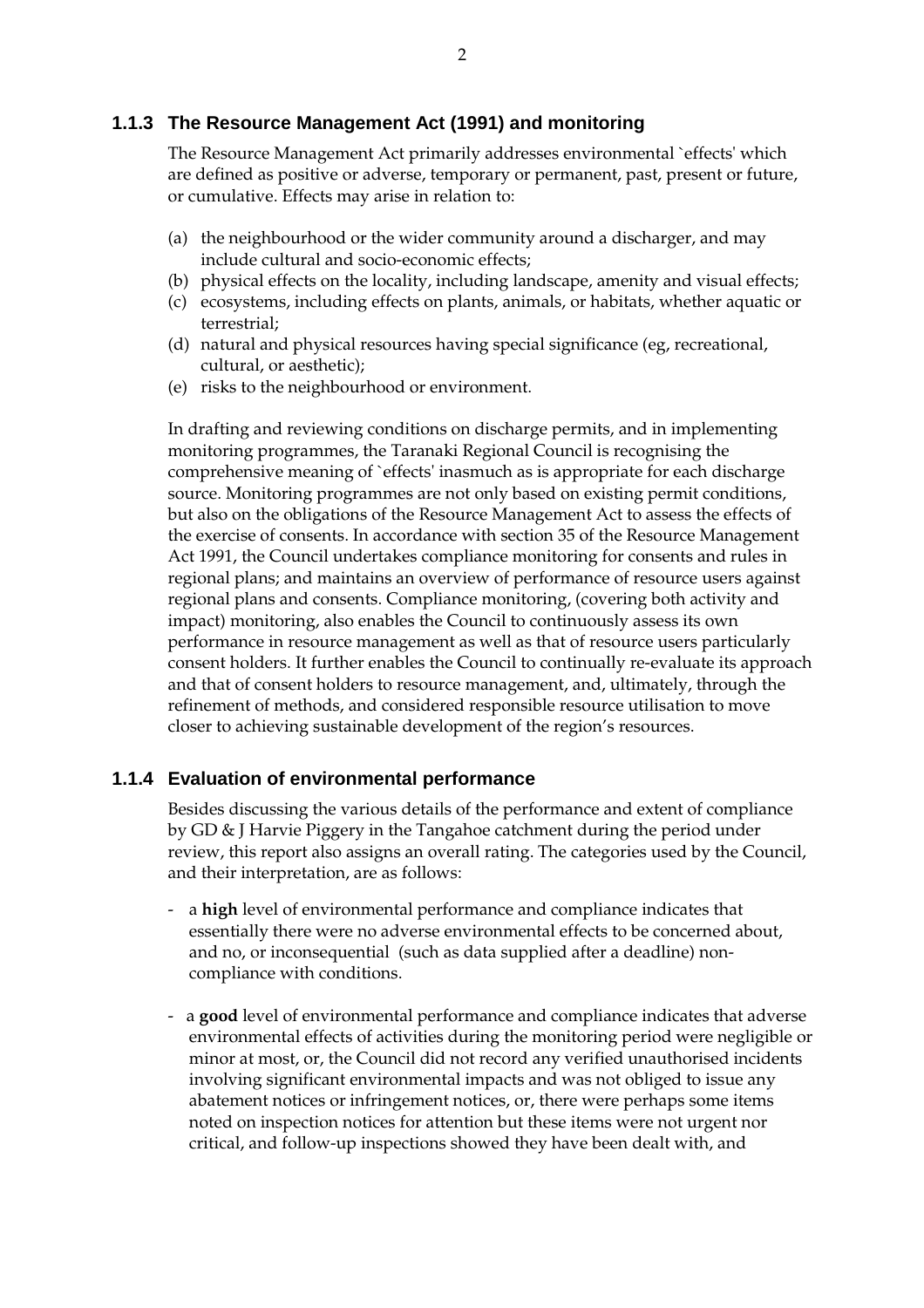### 1.1.3 The Resource Management Act (1991) and monitoring

The Resource Management Act primarily addresses environmental `effects' which are defined as positive or adverse, temporary or permanent, past, present or future, or cumulative. Effects may arise in relation to:

(a) the neighbourhood or the wider community around a discharger, and may include cultural and socio-economic effects;
(b) physical effects on the locality, including landscape, amenity and visual effects;
(c) ecosystems, including effects on plants, animals, or habitats, whether aquatic or terrestrial;
(d) natural and physical resources having special significance (eg, recreational, cultural, or aesthetic);
(e) risks to the neighbourhood or environment.

In drafting and reviewing conditions on discharge permits, and in implementing monitoring programmes, the Taranaki Regional Council is recognising the comprehensive meaning of `effects' inasmuch as is appropriate for each discharge source. Monitoring programmes are not only based on existing permit conditions, but also on the obligations of the Resource Management Act to assess the effects of the exercise of consents. In accordance with section 35 of the Resource Management Act 1991, the Council undertakes compliance monitoring for consents and rules in regional plans; and maintains an overview of performance of resource users against regional plans and consents. Compliance monitoring, (covering both activity and impact) monitoring, also enables the Council to continuously assess its own performance in resource management as well as that of resource users particularly consent holders. It further enables the Council to continually re-evaluate its approach and that of consent holders to resource management, and, ultimately, through the refinement of methods, and considered responsible resource utilisation to move closer to achieving sustainable development of the region's resources.

### 1.1.4 Evaluation of environmental performance

Besides discussing the various details of the performance and extent of compliance by GD & J Harvie Piggery in the Tangahoe catchment during the period under review, this report also assigns an overall rating. The categories used by the Council, and their interpretation, are as follows:

- a **high** level of environmental performance and compliance indicates that essentially there were no adverse environmental effects to be concerned about, and no, or inconsequential (such as data supplied after a deadline) non-compliance with conditions.

- a **good** level of environmental performance and compliance indicates that adverse environmental effects of activities during the monitoring period were negligible or minor at most, or, the Council did not record any verified unauthorised incidents involving significant environmental impacts and was not obliged to issue any abatement notices or infringement notices, or, there were perhaps some items noted on inspection notices for attention but these items were not urgent nor critical, and follow-up inspections showed they have been dealt with, and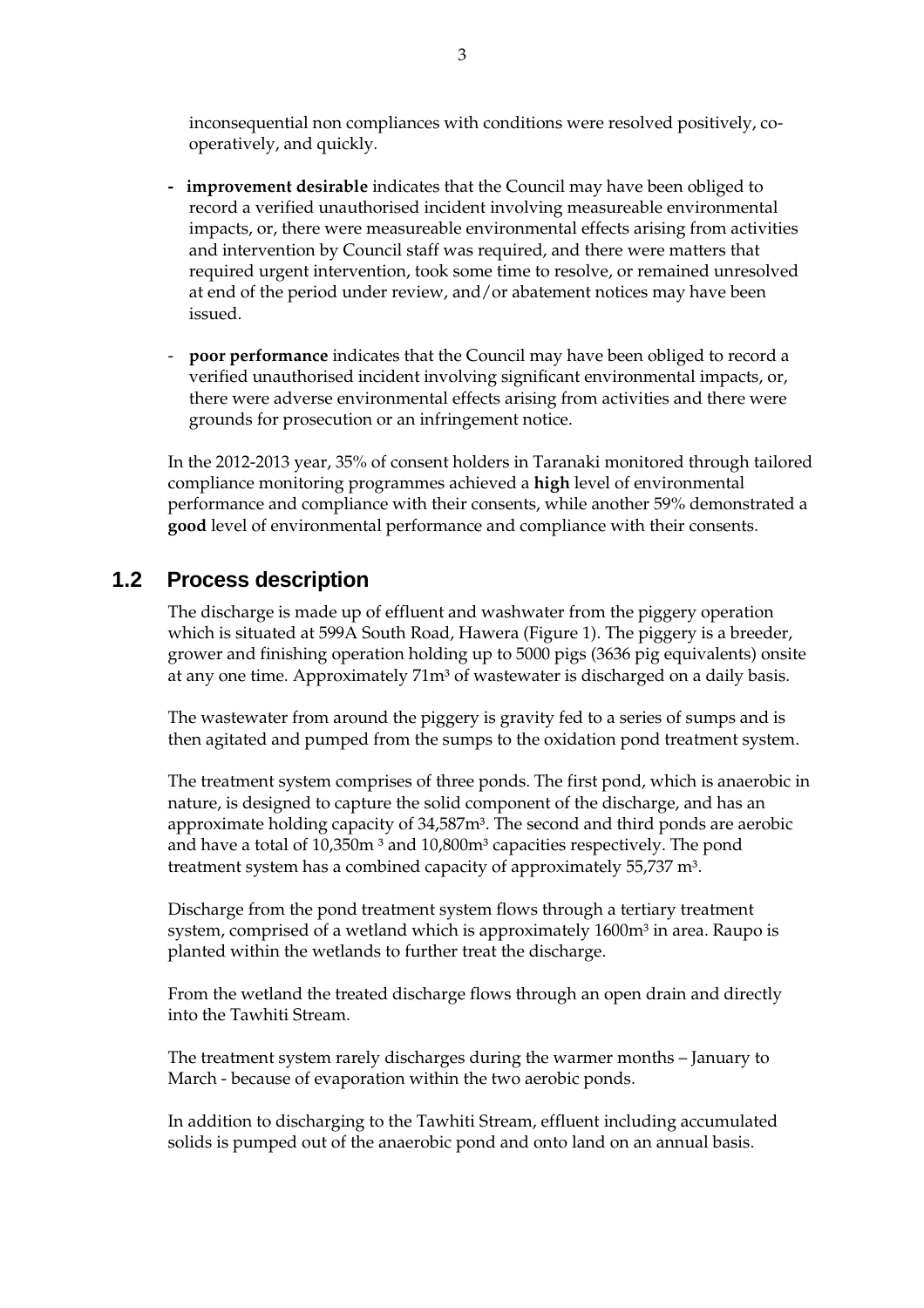inconsequential non compliances with conditions were resolved positively, co-operatively, and quickly.

- **improvement desirable** indicates that the Council may have been obliged to record a verified unauthorised incident involving measureable environmental impacts, or, there were measureable environmental effects arising from activities and intervention by Council staff was required, and there were matters that required urgent intervention, took some time to resolve, or remained unresolved at end of the period under review, and/or abatement notices may have been issued.

- **poor performance** indicates that the Council may have been obliged to record a verified unauthorised incident involving significant environmental impacts, or, there were adverse environmental effects arising from activities and there were grounds for prosecution or an infringement notice.

In the 2012-2013 year, 35% of consent holders in Taranaki monitored through tailored compliance monitoring programmes achieved a **high** level of environmental performance and compliance with their consents, while another 59% demonstrated a **good** level of environmental performance and compliance with their consents.

## 1.2 Process description

The discharge is made up of effluent and washwater from the piggery operation which is situated at 599A South Road, Hawera (Figure 1). The piggery is a breeder, grower and finishing operation holding up to 5000 pigs (3636 pig equivalents) onsite at any one time. Approximately 71m³ of wastewater is discharged on a daily basis.

The wastewater from around the piggery is gravity fed to a series of sumps and is then agitated and pumped from the sumps to the oxidation pond treatment system.

The treatment system comprises of three ponds. The first pond, which is anaerobic in nature, is designed to capture the solid component of the discharge, and has an approximate holding capacity of 34,587m³. The second and third ponds are aerobic and have a total of 10,350m ³ and 10,800m³ capacities respectively. The pond treatment system has a combined capacity of approximately 55,737 m³.

Discharge from the pond treatment system flows through a tertiary treatment system, comprised of a wetland which is approximately 1600m³ in area. Raupo is planted within the wetlands to further treat the discharge.

From the wetland the treated discharge flows through an open drain and directly into the Tawhiti Stream.

The treatment system rarely discharges during the warmer months – January to March - because of evaporation within the two aerobic ponds.

In addition to discharging to the Tawhiti Stream, effluent including accumulated solids is pumped out of the anaerobic pond and onto land on an annual basis.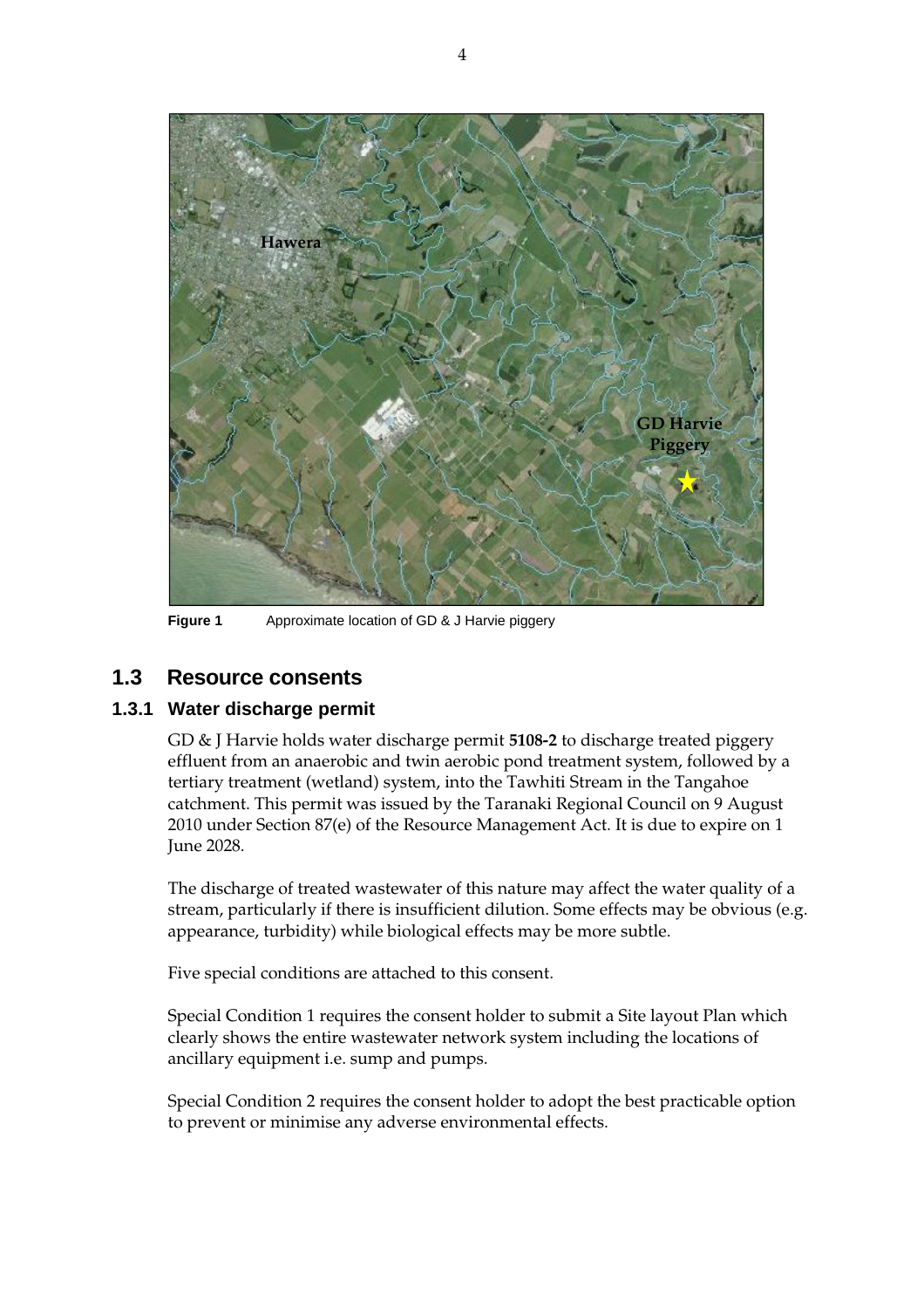Figure 1 Approximate location of GD & J Harvie piggery

## 1.3 Resource consents

### 1.3.1 Water discharge permit

GD & J Harvie holds water discharge permit **5108-2** to discharge treated piggery effluent from an anaerobic and twin aerobic pond treatment system, followed by a tertiary treatment (wetland) system, into the Tawhiti Stream in the Tangahoe catchment. This permit was issued by the Taranaki Regional Council on 9 August 2010 under Section 87(e) of the Resource Management Act. It is due to expire on 1 June 2028.

The discharge of treated wastewater of this nature may affect the water quality of a stream, particularly if there is insufficient dilution. Some effects may be obvious (e.g. appearance, turbidity) while biological effects may be more subtle.

Five special conditions are attached to this consent.

Special Condition 1 requires the consent holder to submit a Site layout Plan which clearly shows the entire wastewater network system including the locations of ancillary equipment i.e. sump and pumps.

Special Condition 2 requires the consent holder to adopt the best practicable option to prevent or minimise any adverse environmental effects.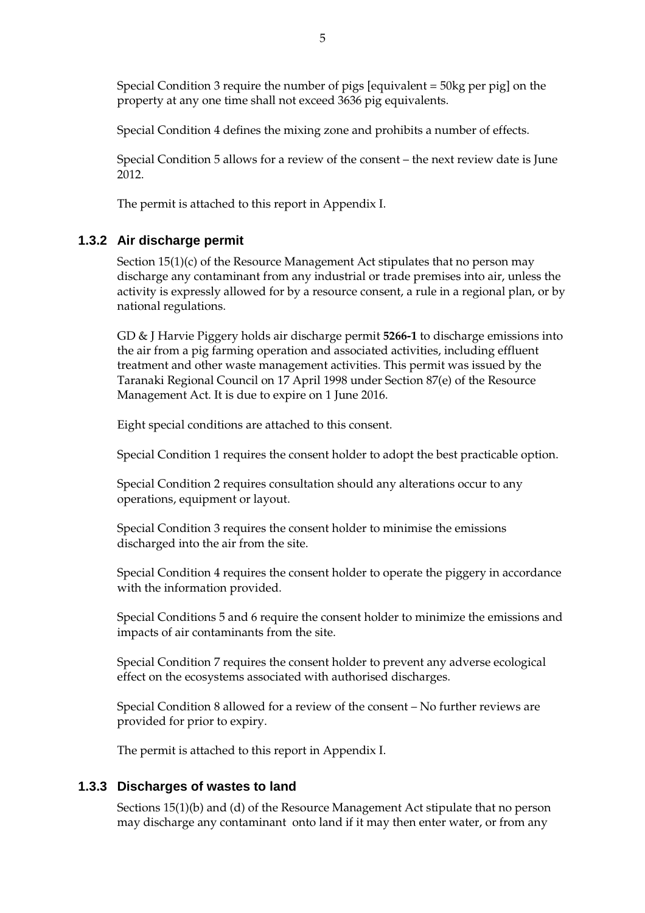Special Condition 3 require the number of pigs [equivalent = 50kg per pig] on the property at any one time shall not exceed 3636 pig equivalents.

Special Condition 4 defines the mixing zone and prohibits a number of effects.

Special Condition 5 allows for a review of the consent – the next review date is June 2012.

The permit is attached to this report in Appendix I.

### 1.3.2 Air discharge permit

Section 15(1)(c) of the Resource Management Act stipulates that no person may discharge any contaminant from any industrial or trade premises into air, unless the activity is expressly allowed for by a resource consent, a rule in a regional plan, or by national regulations.

GD & J Harvie Piggery holds air discharge permit **5266-1** to discharge emissions into the air from a pig farming operation and associated activities, including effluent treatment and other waste management activities. This permit was issued by the Taranaki Regional Council on 17 April 1998 under Section 87(e) of the Resource Management Act. It is due to expire on 1 June 2016.

Eight special conditions are attached to this consent.

Special Condition 1 requires the consent holder to adopt the best practicable option.

Special Condition 2 requires consultation should any alterations occur to any operations, equipment or layout.

Special Condition 3 requires the consent holder to minimise the emissions discharged into the air from the site.

Special Condition 4 requires the consent holder to operate the piggery in accordance with the information provided.

Special Conditions 5 and 6 require the consent holder to minimize the emissions and impacts of air contaminants from the site.

Special Condition 7 requires the consent holder to prevent any adverse ecological effect on the ecosystems associated with authorised discharges.

Special Condition 8 allowed for a review of the consent – No further reviews are provided for prior to expiry.

The permit is attached to this report in Appendix I.

### 1.3.3 Discharges of wastes to land

Sections 15(1)(b) and (d) of the Resource Management Act stipulate that no person may discharge any contaminant onto land if it may then enter water, or from any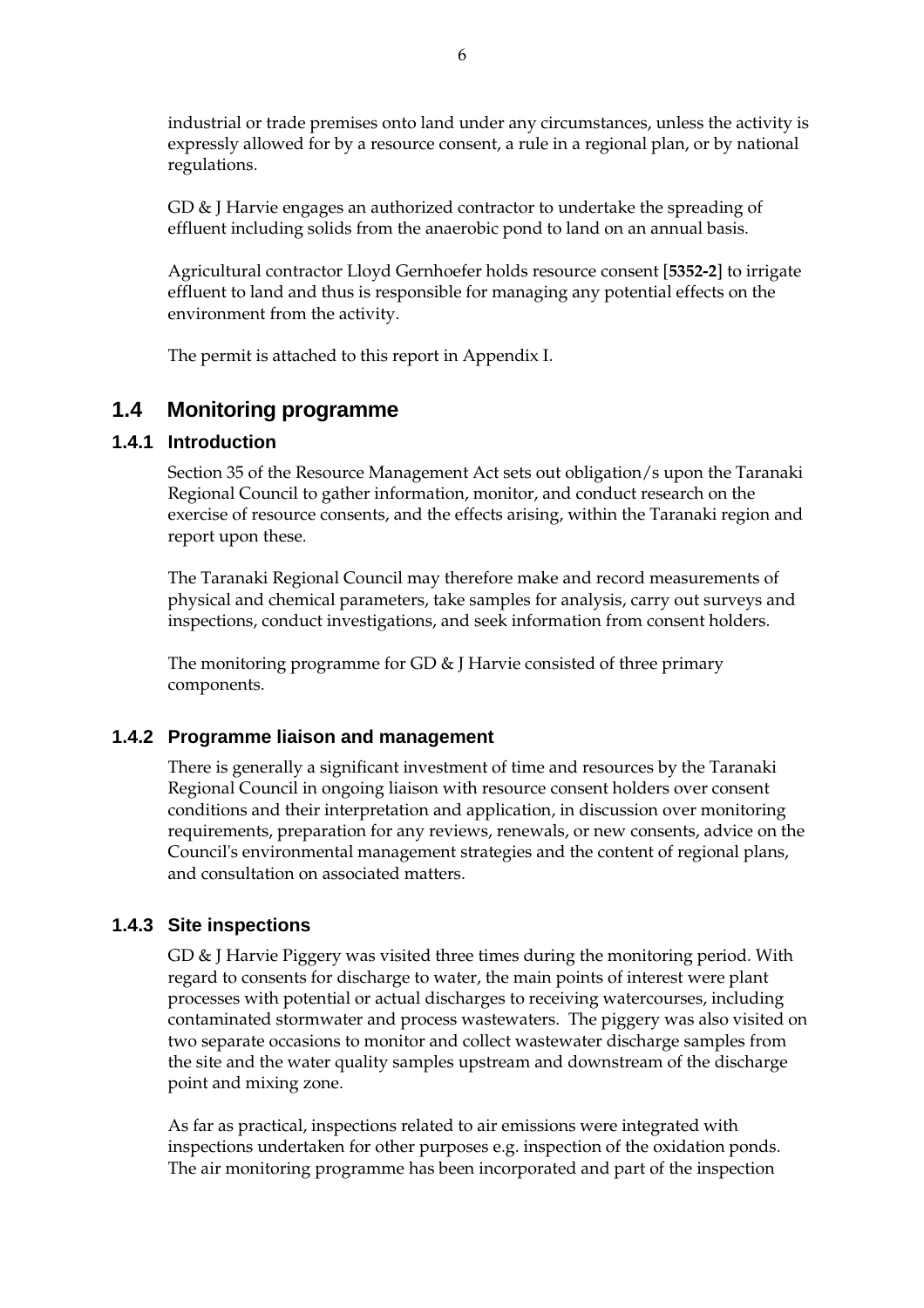industrial or trade premises onto land under any circumstances, unless the activity is expressly allowed for by a resource consent, a rule in a regional plan, or by national regulations.

GD & J Harvie engages an authorized contractor to undertake the spreading of effluent including solids from the anaerobic pond to land on an annual basis.

Agricultural contractor Lloyd Gernhoefer holds resource consent [**5352-2**] to irrigate effluent to land and thus is responsible for managing any potential effects on the environment from the activity.

The permit is attached to this report in Appendix I.

## 1.4 Monitoring programme

### 1.4.1 Introduction

Section 35 of the Resource Management Act sets out obligation/s upon the Taranaki Regional Council to gather information, monitor, and conduct research on the exercise of resource consents, and the effects arising, within the Taranaki region and report upon these.

The Taranaki Regional Council may therefore make and record measurements of physical and chemical parameters, take samples for analysis, carry out surveys and inspections, conduct investigations, and seek information from consent holders.

The monitoring programme for GD & J Harvie consisted of three primary components.

### 1.4.2 Programme liaison and management

There is generally a significant investment of time and resources by the Taranaki Regional Council in ongoing liaison with resource consent holders over consent conditions and their interpretation and application, in discussion over monitoring requirements, preparation for any reviews, renewals, or new consents, advice on the Council's environmental management strategies and the content of regional plans, and consultation on associated matters.

### 1.4.3 Site inspections

GD & J Harvie Piggery was visited three times during the monitoring period. With regard to consents for discharge to water, the main points of interest were plant processes with potential or actual discharges to receiving watercourses, including contaminated stormwater and process wastewaters. The piggery was also visited on two separate occasions to monitor and collect wastewater discharge samples from the site and the water quality samples upstream and downstream of the discharge point and mixing zone.

As far as practical, inspections related to air emissions were integrated with inspections undertaken for other purposes e.g. inspection of the oxidation ponds. The air monitoring programme has been incorporated and part of the inspection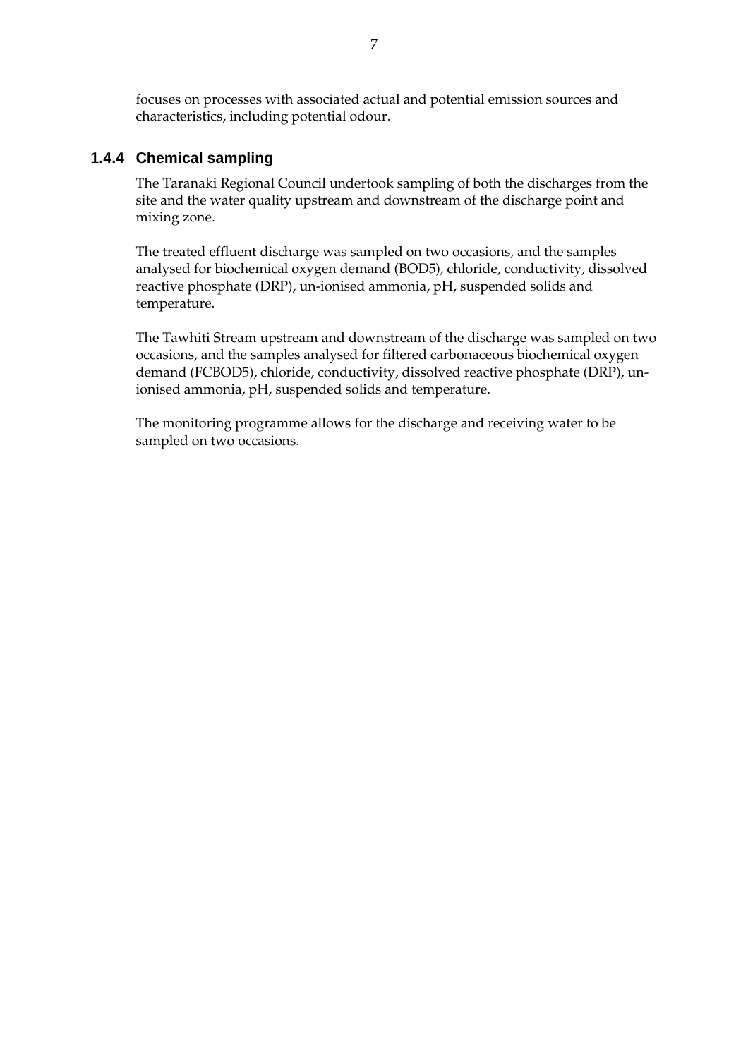focuses on processes with associated actual and potential emission sources and characteristics, including potential odour.

### 1.4.4 Chemical sampling

The Taranaki Regional Council undertook sampling of both the discharges from the site and the water quality upstream and downstream of the discharge point and mixing zone.

The treated effluent discharge was sampled on two occasions, and the samples analysed for biochemical oxygen demand (BOD5), chloride, conductivity, dissolved reactive phosphate (DRP), un-ionised ammonia, pH, suspended solids and temperature.

The Tawhiti Stream upstream and downstream of the discharge was sampled on two occasions, and the samples analysed for filtered carbonaceous biochemical oxygen demand (FCBOD5), chloride, conductivity, dissolved reactive phosphate (DRP), un-ionised ammonia, pH, suspended solids and temperature.

The monitoring programme allows for the discharge and receiving water to be sampled on two occasions.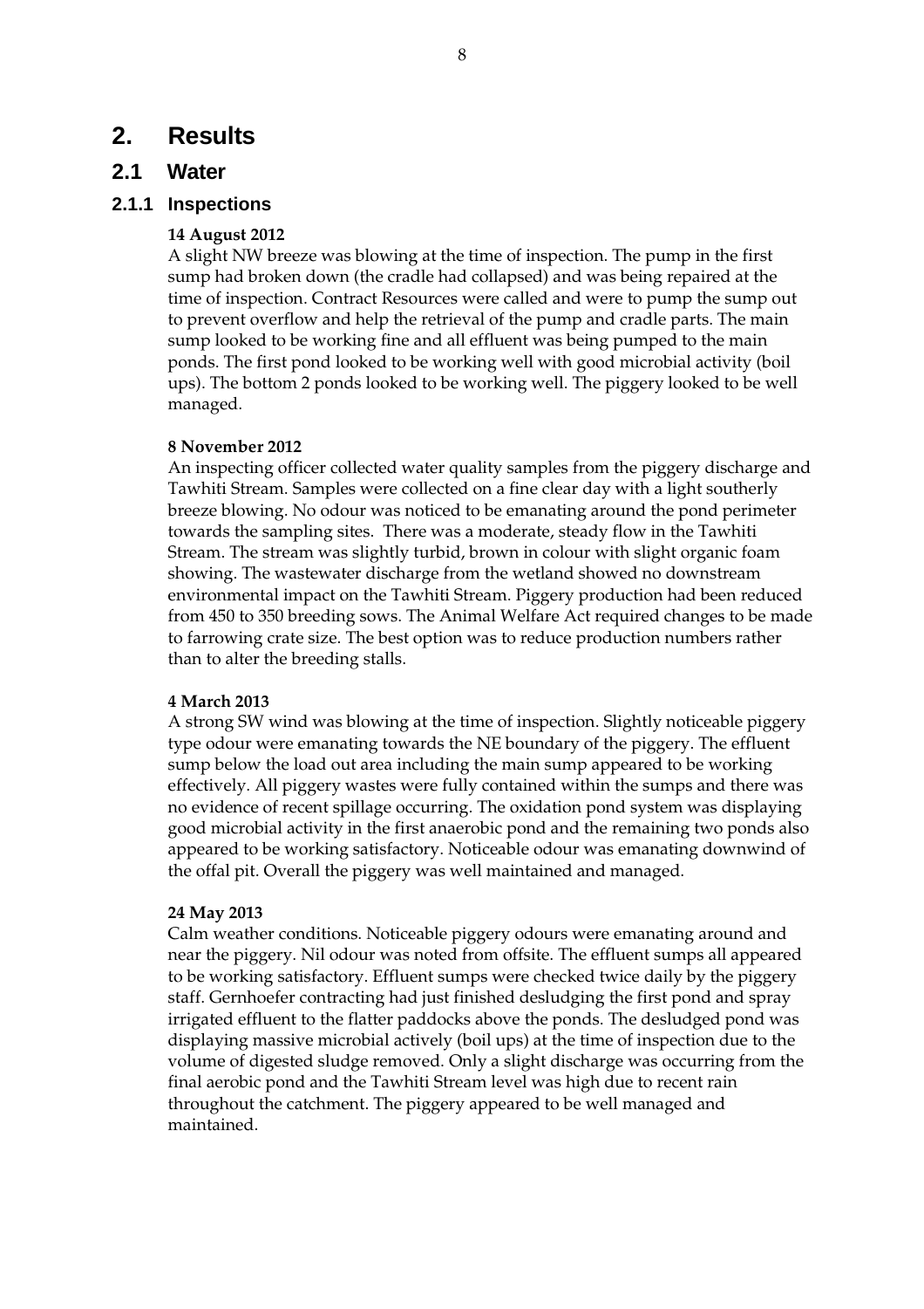# 2. Results

## 2.1 Water

### 2.1.1 Inspections

**14 August 2012**

A slight NW breeze was blowing at the time of inspection. The pump in the first sump had broken down (the cradle had collapsed) and was being repaired at the time of inspection. Contract Resources were called and were to pump the sump out to prevent overflow and help the retrieval of the pump and cradle parts. The main sump looked to be working fine and all effluent was being pumped to the main ponds. The first pond looked to be working well with good microbial activity (boil ups). The bottom 2 ponds looked to be working well. The piggery looked to be well managed.

**8 November 2012**

An inspecting officer collected water quality samples from the piggery discharge and Tawhiti Stream. Samples were collected on a fine clear day with a light southerly breeze blowing. No odour was noticed to be emanating around the pond perimeter towards the sampling sites. There was a moderate, steady flow in the Tawhiti Stream. The stream was slightly turbid, brown in colour with slight organic foam showing. The wastewater discharge from the wetland showed no downstream environmental impact on the Tawhiti Stream. Piggery production had been reduced from 450 to 350 breeding sows. The Animal Welfare Act required changes to be made to farrowing crate size. The best option was to reduce production numbers rather than to alter the breeding stalls.

**4 March 2013**

A strong SW wind was blowing at the time of inspection. Slightly noticeable piggery type odour were emanating towards the NE boundary of the piggery. The effluent sump below the load out area including the main sump appeared to be working effectively. All piggery wastes were fully contained within the sumps and there was no evidence of recent spillage occurring. The oxidation pond system was displaying good microbial activity in the first anaerobic pond and the remaining two ponds also appeared to be working satisfactory. Noticeable odour was emanating downwind of the offal pit. Overall the piggery was well maintained and managed.

**24 May 2013**

Calm weather conditions. Noticeable piggery odours were emanating around and near the piggery. Nil odour was noted from offsite. The effluent sumps all appeared to be working satisfactory. Effluent sumps were checked twice daily by the piggery staff. Gernhoefer contracting had just finished desludging the first pond and spray irrigated effluent to the flatter paddocks above the ponds. The desludged pond was displaying massive microbial actively (boil ups) at the time of inspection due to the volume of digested sludge removed. Only a slight discharge was occurring from the final aerobic pond and the Tawhiti Stream level was high due to recent rain throughout the catchment. The piggery appeared to be well managed and maintained.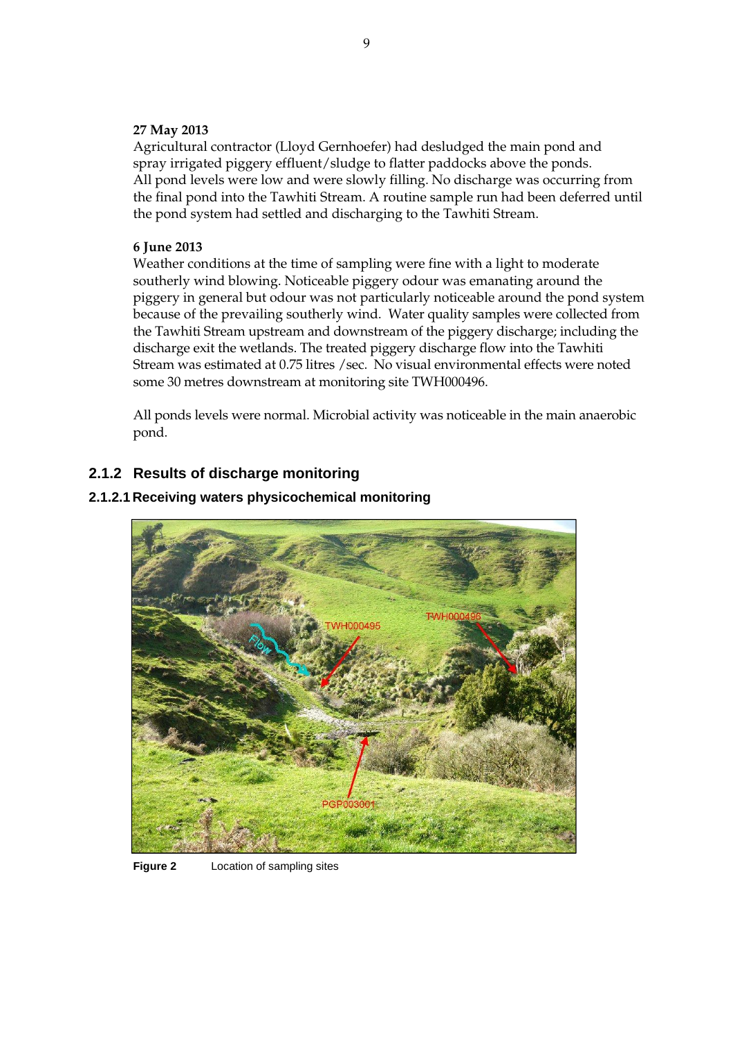**27 May 2013**
Agricultural contractor (Lloyd Gernhoefer) had desludged the main pond and spray irrigated piggery effluent/sludge to flatter paddocks above the ponds. All pond levels were low and were slowly filling. No discharge was occurring from the final pond into the Tawhiti Stream. A routine sample run had been deferred until the pond system had settled and discharging to the Tawhiti Stream.

**6 June 2013**
Weather conditions at the time of sampling were fine with a light to moderate southerly wind blowing. Noticeable piggery odour was emanating around the piggery in general but odour was not particularly noticeable around the pond system because of the prevailing southerly wind. Water quality samples were collected from the Tawhiti Stream upstream and downstream of the piggery discharge; including the discharge exit the wetlands. The treated piggery discharge flow into the Tawhiti Stream was estimated at 0.75 litres /sec. No visual environmental effects were noted some 30 metres downstream at monitoring site TWH000496.

All ponds levels were normal. Microbial activity was noticeable in the main anaerobic pond.

### 2.1.2 Results of discharge monitoring

#### 2.1.2.1 Receiving waters physicochemical monitoring

**Figure 2** Location of sampling sites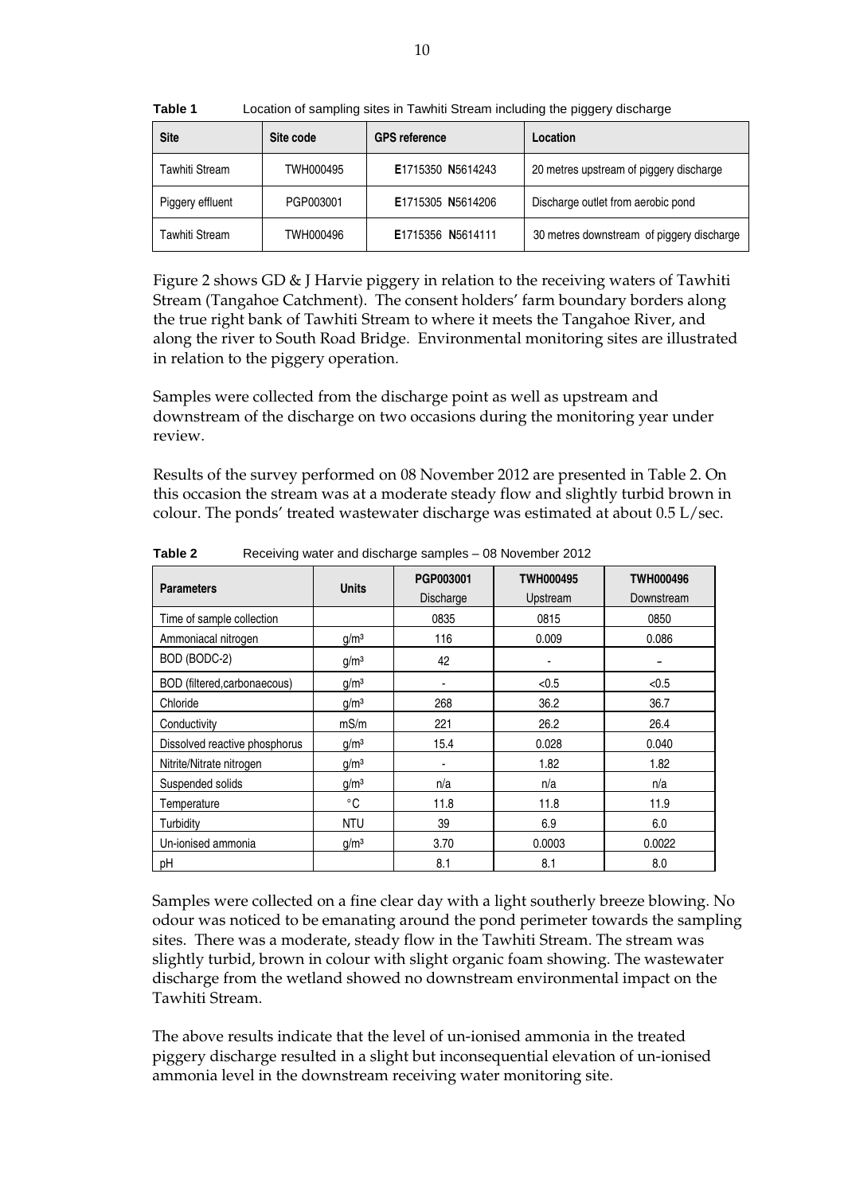**Table 1** Location of sampling sites in Tawhiti Stream including the piggery discharge

| Site | Site code | GPS reference | Location |
|---|---|---|---|
| Tawhiti Stream | TWH000495 | **E**1715350 **N**5614243 | 20 metres upstream of piggery discharge |
| Piggery effluent | PGP003001 | **E**1715305 **N**5614206 | Discharge outlet from aerobic pond |
| Tawhiti Stream | TWH000496 | **E**1715356 **N**5614111 | 30 metres downstream of piggery discharge |

Figure 2 shows GD & J Harvie piggery in relation to the receiving waters of Tawhiti Stream (Tangahoe Catchment). The consent holders' farm boundary borders along the true right bank of Tawhiti Stream to where it meets the Tangahoe River, and along the river to South Road Bridge. Environmental monitoring sites are illustrated in relation to the piggery operation.

Samples were collected from the discharge point as well as upstream and downstream of the discharge on two occasions during the monitoring year under review.

Results of the survey performed on 08 November 2012 are presented in Table 2. On this occasion the stream was at a moderate steady flow and slightly turbid brown in colour. The ponds' treated wastewater discharge was estimated at about 0.5 L/sec.

**Table 2** Receiving water and discharge samples – 08 November 2012

| Parameters | Units | PGP003001 Discharge | TWH000495 Upstream | TWH000496 Downstream |
|---|---|---|---|---|
| Time of sample collection | | 0835 | 0815 | 0850 |
| Ammoniacal nitrogen | g/m³ | 116 | 0.009 | 0.086 |
| BOD (BODC-2) | g/m³ | 42 | - | - |
| BOD (filtered,carbonaecous) | g/m³ | - | <0.5 | <0.5 |
| Chloride | g/m³ | 268 | 36.2 | 36.7 |
| Conductivity | mS/m | 221 | 26.2 | 26.4 |
| Dissolved reactive phosphorus | g/m³ | 15.4 | 0.028 | 0.040 |
| Nitrite/Nitrate nitrogen | g/m³ | - | 1.82 | 1.82 |
| Suspended solids | g/m³ | n/a | n/a | n/a |
| Temperature | °C | 11.8 | 11.8 | 11.9 |
| Turbidity | NTU | 39 | 6.9 | 6.0 |
| Un-ionised ammonia | g/m³ | 3.70 | 0.0003 | 0.0022 |
| pH | | 8.1 | 8.1 | 8.0 |

Samples were collected on a fine clear day with a light southerly breeze blowing. No odour was noticed to be emanating around the pond perimeter towards the sampling sites. There was a moderate, steady flow in the Tawhiti Stream. The stream was slightly turbid, brown in colour with slight organic foam showing. The wastewater discharge from the wetland showed no downstream environmental impact on the Tawhiti Stream.

The above results indicate that the level of un-ionised ammonia in the treated piggery discharge resulted in a slight but inconsequential elevation of un-ionised ammonia level in the downstream receiving water monitoring site.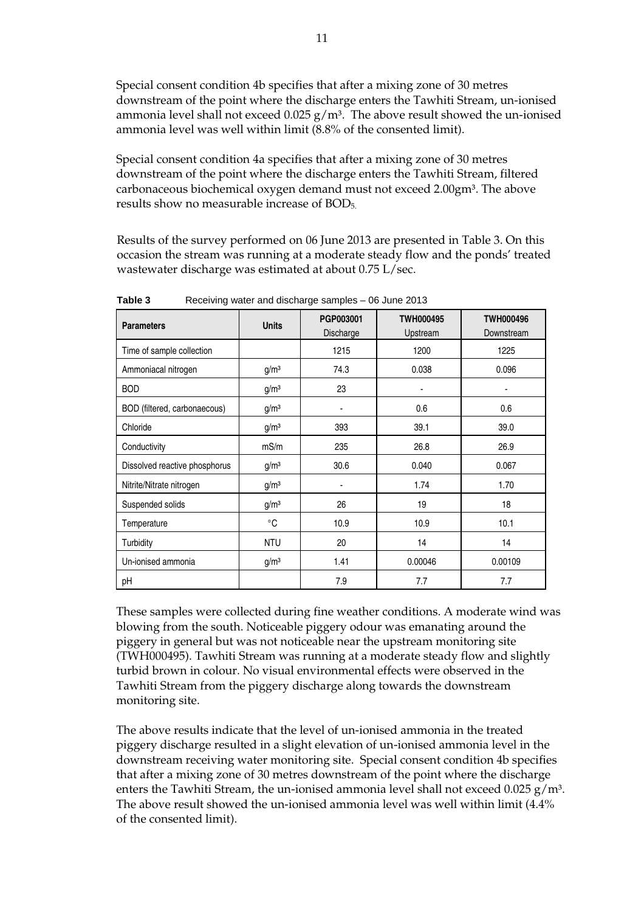Special consent condition 4b specifies that after a mixing zone of 30 metres downstream of the point where the discharge enters the Tawhiti Stream, un-ionised ammonia level shall not exceed 0.025 $g/m^3$. The above result showed the un-ionised ammonia level was well within limit (8.8% of the consented limit).

Special consent condition 4a specifies that after a mixing zone of 30 metres downstream of the point where the discharge enters the Tawhiti Stream, filtered carbonaceous biochemical oxygen demand must not exceed 2.00$gm^3$. The above results show no measurable increase of $BOD_5$.

Results of the survey performed on 06 June 2013 are presented in Table 3. On this occasion the stream was running at a moderate steady flow and the ponds' treated wastewater discharge was estimated at about 0.75 L/sec.

**Table 3** Receiving water and discharge samples – 06 June 2013

| Parameters | Units | PGP003001 Discharge | TWH000495 Upstream | TWH000496 Downstream |
|---|---|---|---|---|
| Time of sample collection | | 1215 | 1200 | 1225 |
| Ammoniacal nitrogen | $g/m^3$ | 74.3 | 0.038 | 0.096 |
| BOD | $g/m^3$ | 23 | - | - |
| BOD (filtered, carbonaecous) | $g/m^3$ | - | 0.6 | 0.6 |
| Chloride | $g/m^3$ | 393 | 39.1 | 39.0 |
| Conductivity | mS/m | 235 | 26.8 | 26.9 |
| Dissolved reactive phosphorus | $g/m^3$ | 30.6 | 0.040 | 0.067 |
| Nitrite/Nitrate nitrogen | $g/m^3$ | - | 1.74 | 1.70 |
| Suspended solids | $g/m^3$ | 26 | 19 | 18 |
| Temperature | °C | 10.9 | 10.9 | 10.1 |
| Turbidity | NTU | 20 | 14 | 14 |
| Un-ionised ammonia | $g/m^3$ | 1.41 | 0.00046 | 0.00109 |
| pH | | 7.9 | 7.7 | 7.7 |

These samples were collected during fine weather conditions. A moderate wind was blowing from the south. Noticeable piggery odour was emanating around the piggery in general but was not noticeable near the upstream monitoring site (TWH000495). Tawhiti Stream was running at a moderate steady flow and slightly turbid brown in colour. No visual environmental effects were observed in the Tawhiti Stream from the piggery discharge along towards the downstream monitoring site.

The above results indicate that the level of un-ionised ammonia in the treated piggery discharge resulted in a slight elevation of un-ionised ammonia level in the downstream receiving water monitoring site. Special consent condition 4b specifies that after a mixing zone of 30 metres downstream of the point where the discharge enters the Tawhiti Stream, the un-ionised ammonia level shall not exceed 0.025 $g/m^3$. The above result showed the un-ionised ammonia level was well within limit (4.4% of the consented limit).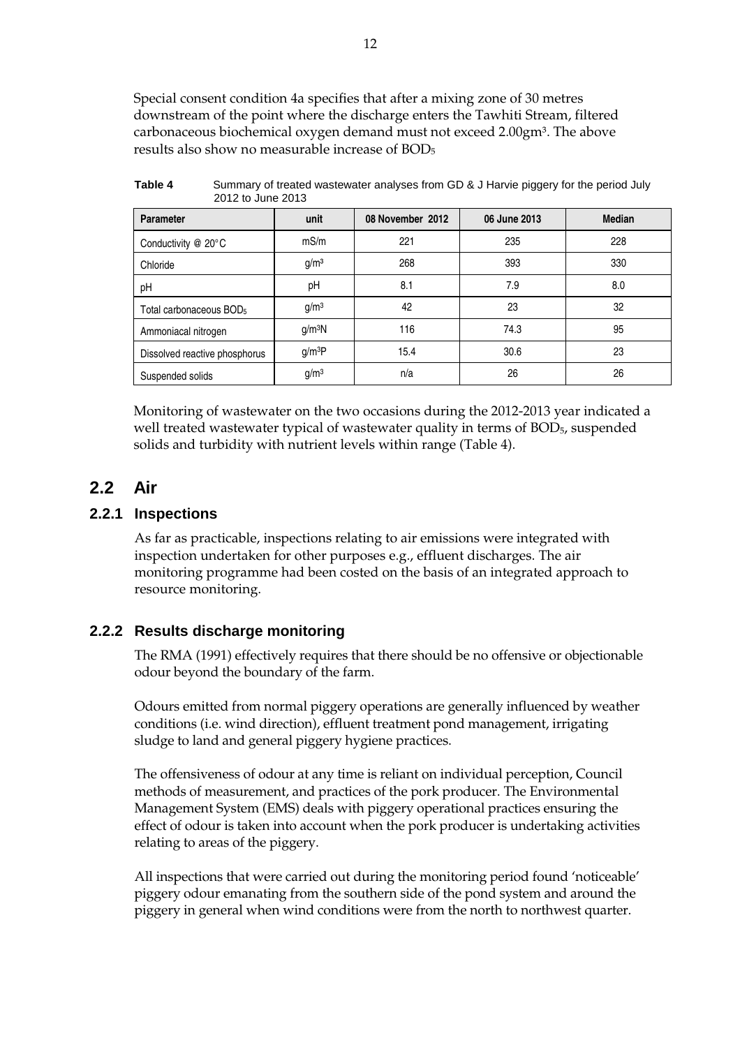Special consent condition 4a specifies that after a mixing zone of 30 metres downstream of the point where the discharge enters the Tawhiti Stream, filtered carbonaceous biochemical oxygen demand must not exceed 2.00gm³. The above results also show no measurable increase of $BOD_5$

**Table 4** Summary of treated wastewater analyses from GD & J Harvie piggery for the period July 2012 to June 2013

| Parameter | unit | 08 November 2012 | 06 June 2013 | Median |
|---|---|---|---|---|
| Conductivity @ 20°C | mS/m | 221 | 235 | 228 |
| Chloride | $g/m^3$ | 268 | 393 | 330 |
| pH | pH | 8.1 | 7.9 | 8.0 |
| Total carbonaceous $BOD_5$ | $g/m^3$ | 42 | 23 | 32 |
| Ammoniacal nitrogen | $g/m^3N$ | 116 | 74.3 | 95 |
| Dissolved reactive phosphorus | $g/m^3P$ | 15.4 | 30.6 | 23 |
| Suspended solids | $g/m^3$ | n/a | 26 | 26 |

Monitoring of wastewater on the two occasions during the 2012-2013 year indicated a well treated wastewater typical of wastewater quality in terms of $BOD_5$, suspended solids and turbidity with nutrient levels within range (Table 4).

## 2.2 Air

### 2.2.1 Inspections

As far as practicable, inspections relating to air emissions were integrated with inspection undertaken for other purposes e.g., effluent discharges. The air monitoring programme had been costed on the basis of an integrated approach to resource monitoring.

### 2.2.2 Results discharge monitoring

The RMA (1991) effectively requires that there should be no offensive or objectionable odour beyond the boundary of the farm.

Odours emitted from normal piggery operations are generally influenced by weather conditions (i.e. wind direction), effluent treatment pond management, irrigating sludge to land and general piggery hygiene practices.

The offensiveness of odour at any time is reliant on individual perception, Council methods of measurement, and practices of the pork producer. The Environmental Management System (EMS) deals with piggery operational practices ensuring the effect of odour is taken into account when the pork producer is undertaking activities relating to areas of the piggery.

All inspections that were carried out during the monitoring period found 'noticeable' piggery odour emanating from the southern side of the pond system and around the piggery in general when wind conditions were from the north to northwest quarter.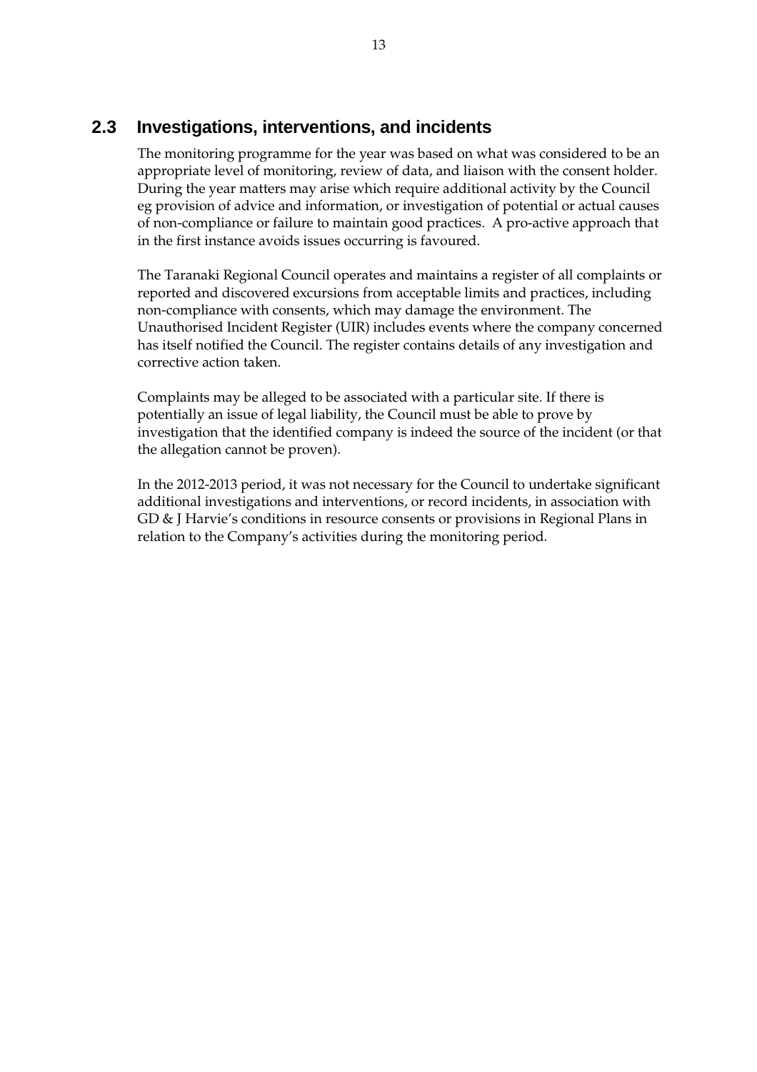## 2.3 Investigations, interventions, and incidents

The monitoring programme for the year was based on what was considered to be an appropriate level of monitoring, review of data, and liaison with the consent holder. During the year matters may arise which require additional activity by the Council eg provision of advice and information, or investigation of potential or actual causes of non-compliance or failure to maintain good practices. A pro-active approach that in the first instance avoids issues occurring is favoured.

The Taranaki Regional Council operates and maintains a register of all complaints or reported and discovered excursions from acceptable limits and practices, including non-compliance with consents, which may damage the environment. The Unauthorised Incident Register (UIR) includes events where the company concerned has itself notified the Council. The register contains details of any investigation and corrective action taken.

Complaints may be alleged to be associated with a particular site. If there is potentially an issue of legal liability, the Council must be able to prove by investigation that the identified company is indeed the source of the incident (or that the allegation cannot be proven).

In the 2012-2013 period, it was not necessary for the Council to undertake significant additional investigations and interventions, or record incidents, in association with GD & J Harvie's conditions in resource consents or provisions in Regional Plans in relation to the Company's activities during the monitoring period.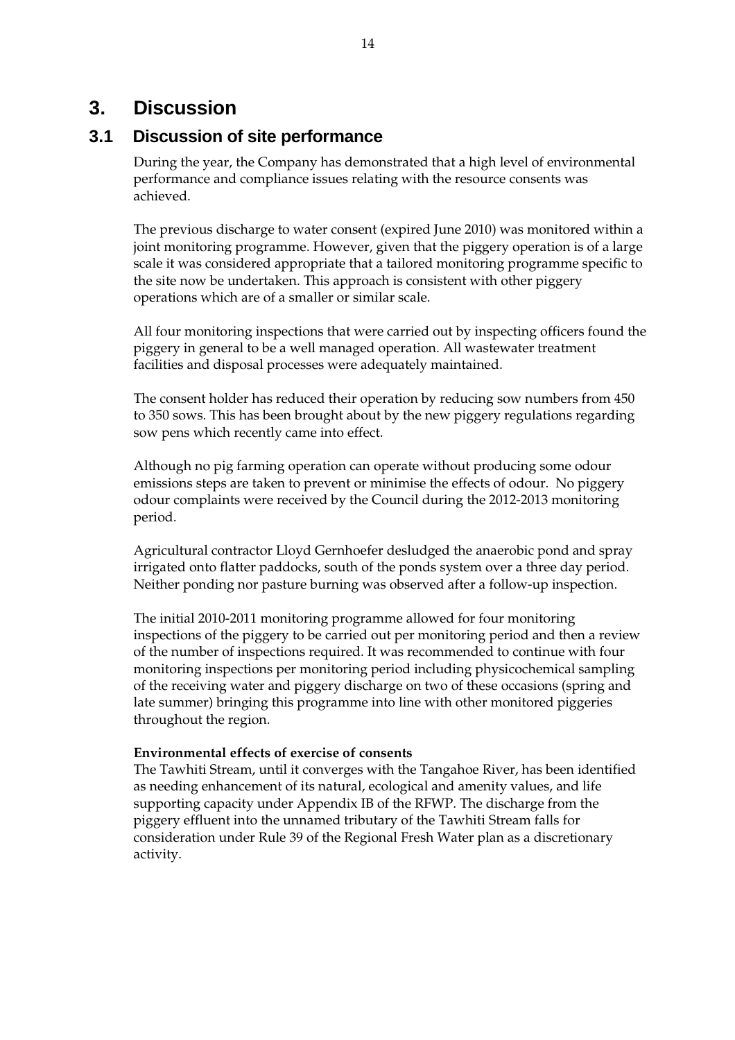# 3. Discussion

## 3.1 Discussion of site performance

During the year, the Company has demonstrated that a high level of environmental performance and compliance issues relating with the resource consents was achieved.

The previous discharge to water consent (expired June 2010) was monitored within a joint monitoring programme. However, given that the piggery operation is of a large scale it was considered appropriate that a tailored monitoring programme specific to the site now be undertaken. This approach is consistent with other piggery operations which are of a smaller or similar scale.

All four monitoring inspections that were carried out by inspecting officers found the piggery in general to be a well managed operation. All wastewater treatment facilities and disposal processes were adequately maintained.

The consent holder has reduced their operation by reducing sow numbers from 450 to 350 sows. This has been brought about by the new piggery regulations regarding sow pens which recently came into effect.

Although no pig farming operation can operate without producing some odour emissions steps are taken to prevent or minimise the effects of odour. No piggery odour complaints were received by the Council during the 2012-2013 monitoring period.

Agricultural contractor Lloyd Gernhoefer desludged the anaerobic pond and spray irrigated onto flatter paddocks, south of the ponds system over a three day period. Neither ponding nor pasture burning was observed after a follow-up inspection.

The initial 2010-2011 monitoring programme allowed for four monitoring inspections of the piggery to be carried out per monitoring period and then a review of the number of inspections required. It was recommended to continue with four monitoring inspections per monitoring period including physicochemical sampling of the receiving water and piggery discharge on two of these occasions (spring and late summer) bringing this programme into line with other monitored piggeries throughout the region.

**Environmental effects of exercise of consents**

The Tawhiti Stream, until it converges with the Tangahoe River, has been identified as needing enhancement of its natural, ecological and amenity values, and life supporting capacity under Appendix IB of the RFWP. The discharge from the piggery effluent into the unnamed tributary of the Tawhiti Stream falls for consideration under Rule 39 of the Regional Fresh Water plan as a discretionary activity.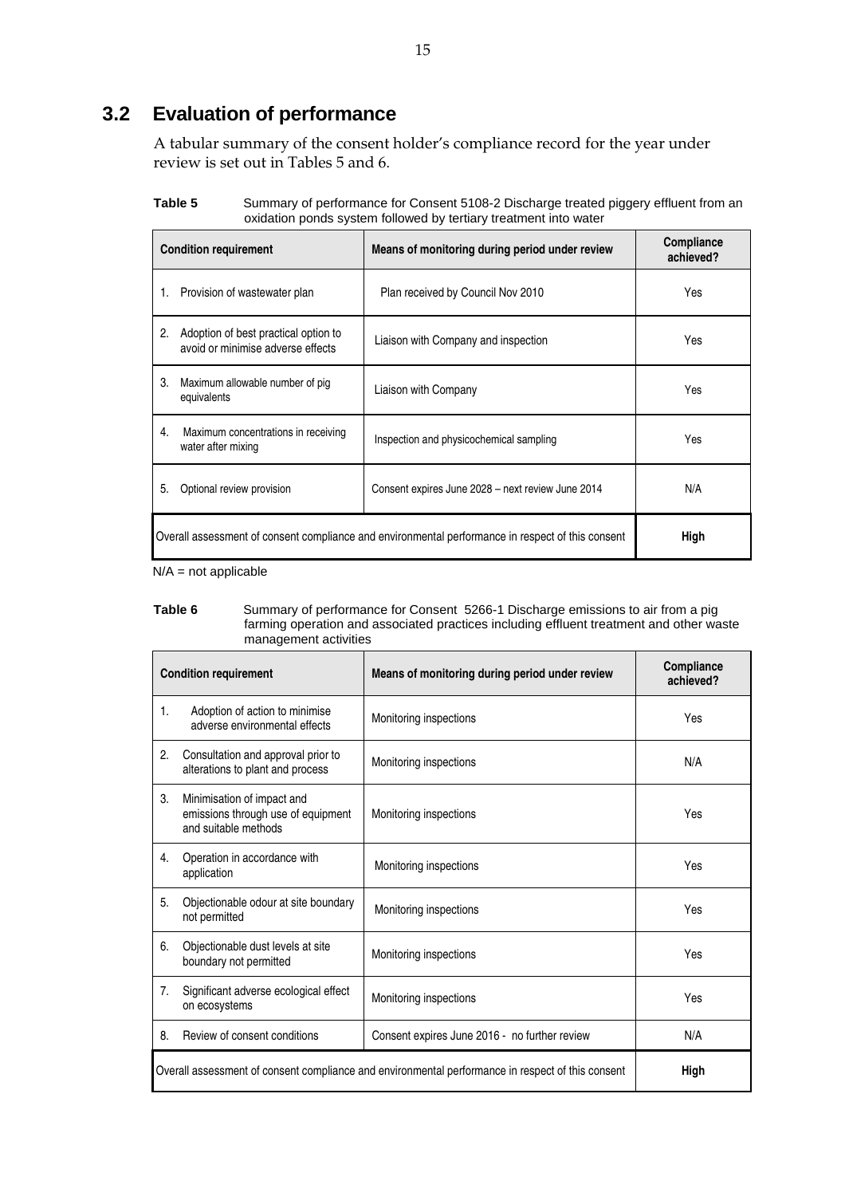## 3.2 Evaluation of performance

A tabular summary of the consent holder's compliance record for the year under review is set out in Tables 5 and 6.

**Table 5** Summary of performance for Consent 5108-2 Discharge treated piggery effluent from an oxidation ponds system followed by tertiary treatment into water

| Condition requirement | Means of monitoring during period under review | Compliance achieved? |
|---|---|---|
| 1. Provision of wastewater plan | Plan received by Council Nov 2010 | Yes |
| 2. Adoption of best practical option to avoid or minimise adverse effects | Liaison with Company and inspection | Yes |
| 3. Maximum allowable number of pig equivalents | Liaison with Company | Yes |
| 4. Maximum concentrations in receiving water after mixing | Inspection and physicochemical sampling | Yes |
| 5. Optional review provision | Consent expires June 2028 – next review June 2014 | N/A |
| Overall assessment of consent compliance and environmental performance in respect of this consent | | **High** |

N/A = not applicable

**Table 6** Summary of performance for Consent 5266-1 Discharge emissions to air from a pig farming operation and associated practices including effluent treatment and other waste management activities

| Condition requirement | Means of monitoring during period under review | Compliance achieved? |
|---|---|---|
| 1. Adoption of action to minimise adverse environmental effects | Monitoring inspections | Yes |
| 2. Consultation and approval prior to alterations to plant and process | Monitoring inspections | N/A |
| 3. Minimisation of impact and emissions through use of equipment and suitable methods | Monitoring inspections | Yes |
| 4. Operation in accordance with application | Monitoring inspections | Yes |
| 5. Objectionable odour at site boundary not permitted | Monitoring inspections | Yes |
| 6. Objectionable dust levels at site boundary not permitted | Monitoring inspections | Yes |
| 7. Significant adverse ecological effect on ecosystems | Monitoring inspections | Yes |
| 8. Review of consent conditions | Consent expires June 2016 - no further review | N/A |
| Overall assessment of consent compliance and environmental performance in respect of this consent | | **High** |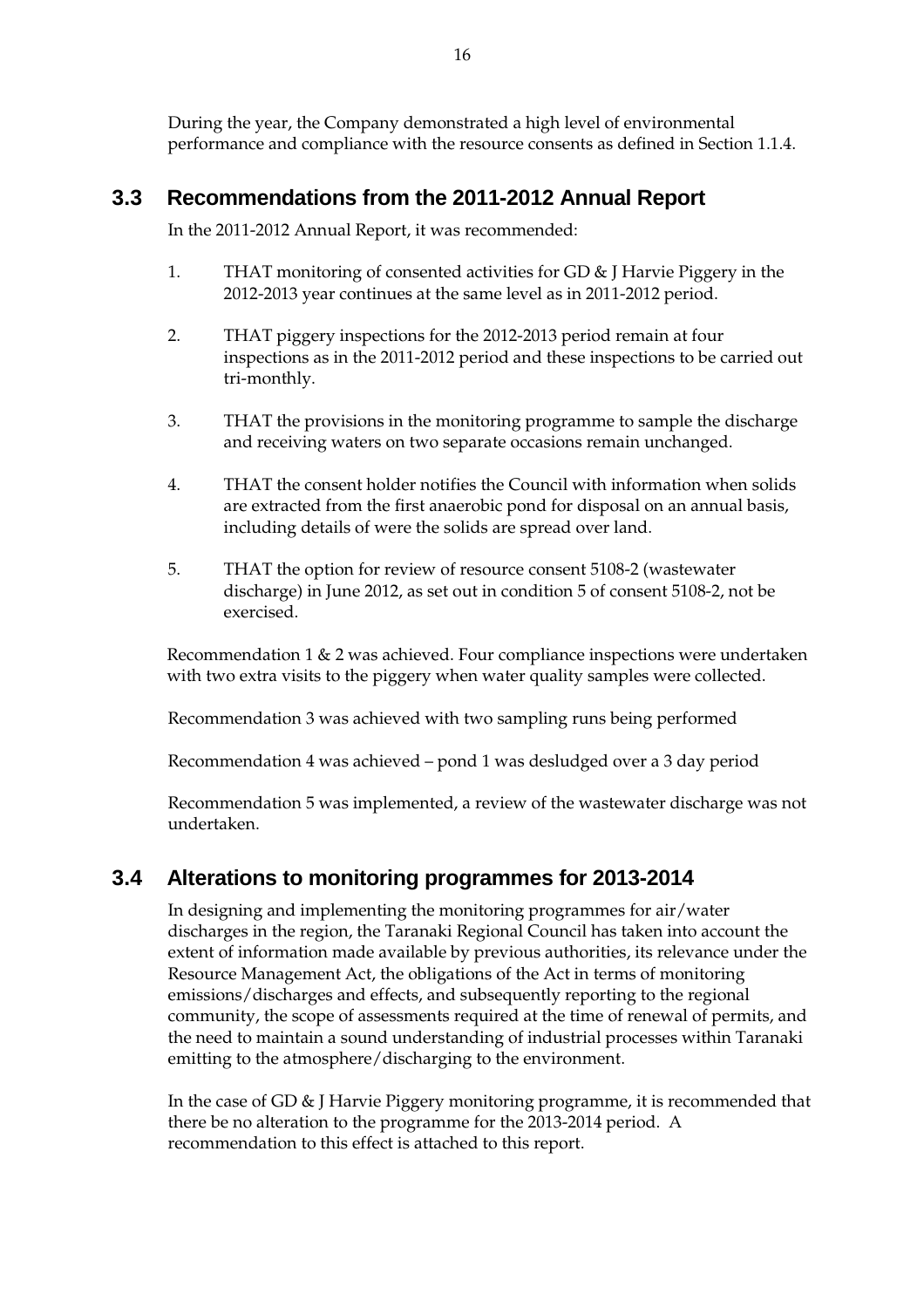During the year, the Company demonstrated a high level of environmental performance and compliance with the resource consents as defined in Section 1.1.4.

## 3.3 Recommendations from the 2011-2012 Annual Report

In the 2011-2012 Annual Report, it was recommended:

1. THAT monitoring of consented activities for GD & J Harvie Piggery in the 2012-2013 year continues at the same level as in 2011-2012 period.

2. THAT piggery inspections for the 2012-2013 period remain at four inspections as in the 2011-2012 period and these inspections to be carried out tri-monthly.

3. THAT the provisions in the monitoring programme to sample the discharge and receiving waters on two separate occasions remain unchanged.

4. THAT the consent holder notifies the Council with information when solids are extracted from the first anaerobic pond for disposal on an annual basis, including details of were the solids are spread over land.

5. THAT the option for review of resource consent 5108-2 (wastewater discharge) in June 2012, as set out in condition 5 of consent 5108-2, not be exercised.

Recommendation 1 & 2 was achieved. Four compliance inspections were undertaken with two extra visits to the piggery when water quality samples were collected.

Recommendation 3 was achieved with two sampling runs being performed

Recommendation 4 was achieved – pond 1 was desludged over a 3 day period

Recommendation 5 was implemented, a review of the wastewater discharge was not undertaken.

## 3.4 Alterations to monitoring programmes for 2013-2014

In designing and implementing the monitoring programmes for air/water discharges in the region, the Taranaki Regional Council has taken into account the extent of information made available by previous authorities, its relevance under the Resource Management Act, the obligations of the Act in terms of monitoring emissions/discharges and effects, and subsequently reporting to the regional community, the scope of assessments required at the time of renewal of permits, and the need to maintain a sound understanding of industrial processes within Taranaki emitting to the atmosphere/discharging to the environment.

In the case of GD & J Harvie Piggery monitoring programme, it is recommended that there be no alteration to the programme for the 2013-2014 period. A recommendation to this effect is attached to this report.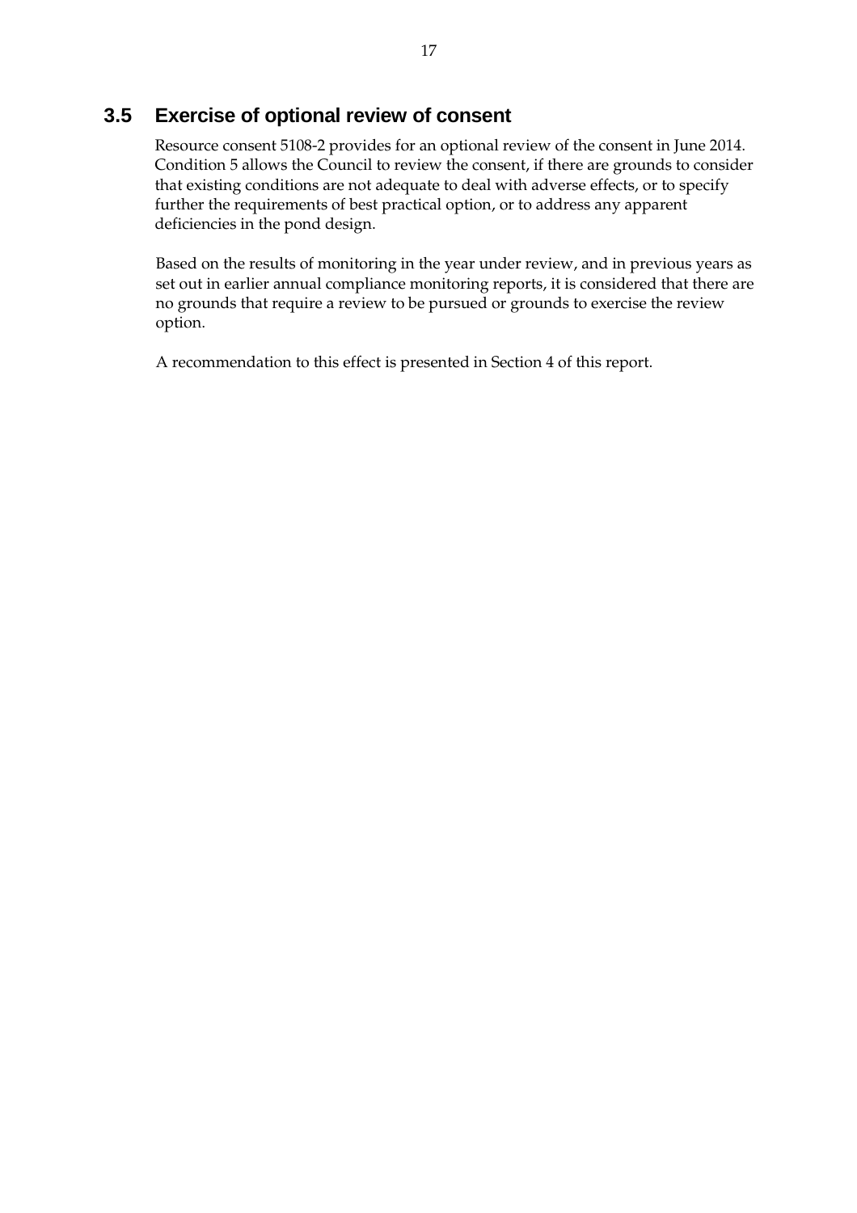## 3.5 Exercise of optional review of consent

Resource consent 5108-2 provides for an optional review of the consent in June 2014. Condition 5 allows the Council to review the consent, if there are grounds to consider that existing conditions are not adequate to deal with adverse effects, or to specify further the requirements of best practical option, or to address any apparent deficiencies in the pond design.

Based on the results of monitoring in the year under review, and in previous years as set out in earlier annual compliance monitoring reports, it is considered that there are no grounds that require a review to be pursued or grounds to exercise the review option.

A recommendation to this effect is presented in Section 4 of this report.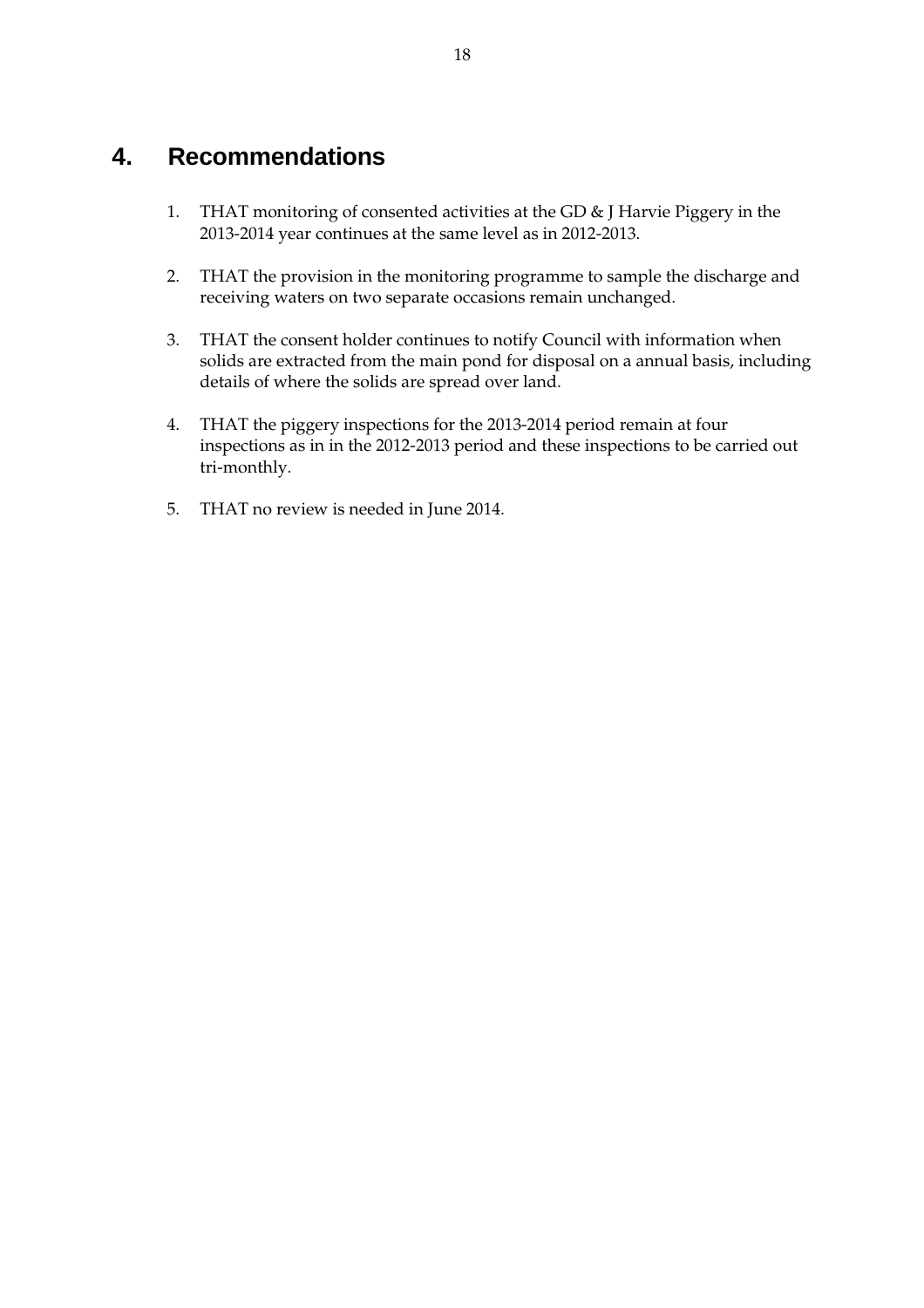# 4. Recommendations

1. THAT monitoring of consented activities at the GD & J Harvie Piggery in the 2013-2014 year continues at the same level as in 2012-2013.

2. THAT the provision in the monitoring programme to sample the discharge and receiving waters on two separate occasions remain unchanged.

3. THAT the consent holder continues to notify Council with information when solids are extracted from the main pond for disposal on a annual basis, including details of where the solids are spread over land.

4. THAT the piggery inspections for the 2013-2014 period remain at four inspections as in in the 2012-2013 period and these inspections to be carried out tri-monthly.

5. THAT no review is needed in June 2014.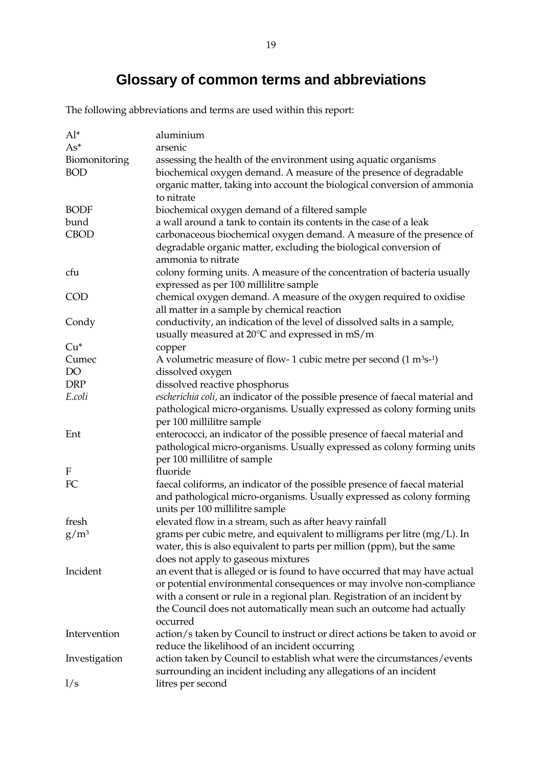# Glossary of common terms and abbreviations

The following abbreviations and terms are used within this report:

| | |
|---|---|
| Al* | aluminium |
| As* | arsenic |
| Biomonitoring | assessing the health of the environment using aquatic organisms |
| BOD | biochemical oxygen demand. A measure of the presence of degradable organic matter, taking into account the biological conversion of ammonia to nitrate |
| BODF | biochemical oxygen demand of a filtered sample |
| bund | a wall around a tank to contain its contents in the case of a leak |
| CBOD | carbonaceous biochemical oxygen demand. A measure of the presence of degradable organic matter, excluding the biological conversion of ammonia to nitrate |
| cfu | colony forming units. A measure of the concentration of bacteria usually expressed as per 100 millilitre sample |
| COD | chemical oxygen demand. A measure of the oxygen required to oxidise all matter in a sample by chemical reaction |
| Condy | conductivity, an indication of the level of dissolved salts in a sample, usually measured at 20°C and expressed in mS/m |
| Cu* | copper |
| Cumec | A volumetric measure of flow- 1 cubic metre per second ($1\ m^3s^{-1}$) |
| DO | dissolved oxygen |
| DRP | dissolved reactive phosphorus |
| *E.coli* | *escherichia coli*, an indicator of the possible presence of faecal material and pathological micro-organisms. Usually expressed as colony forming units per 100 millilitre sample |
| Ent | enterococci, an indicator of the possible presence of faecal material and pathological micro-organisms. Usually expressed as colony forming units per 100 millilitre of sample |
| F | fluoride |
| FC | faecal coliforms, an indicator of the possible presence of faecal material and pathological micro-organisms. Usually expressed as colony forming units per 100 millilitre sample |
| fresh | elevated flow in a stream, such as after heavy rainfall |
| $g/m^3$ | grams per cubic metre, and equivalent to milligrams per litre (mg/L). In water, this is also equivalent to parts per million (ppm), but the same does not apply to gaseous mixtures |
| Incident | an event that is alleged or is found to have occurred that may have actual or potential environmental consequences or may involve non-compliance with a consent or rule in a regional plan. Registration of an incident by the Council does not automatically mean such an outcome had actually occurred |
| Intervention | action/s taken by Council to instruct or direct actions be taken to avoid or reduce the likelihood of an incident occurring |
| Investigation | action taken by Council to establish what were the circumstances/events surrounding an incident including any allegations of an incident |
| l/s | litres per second |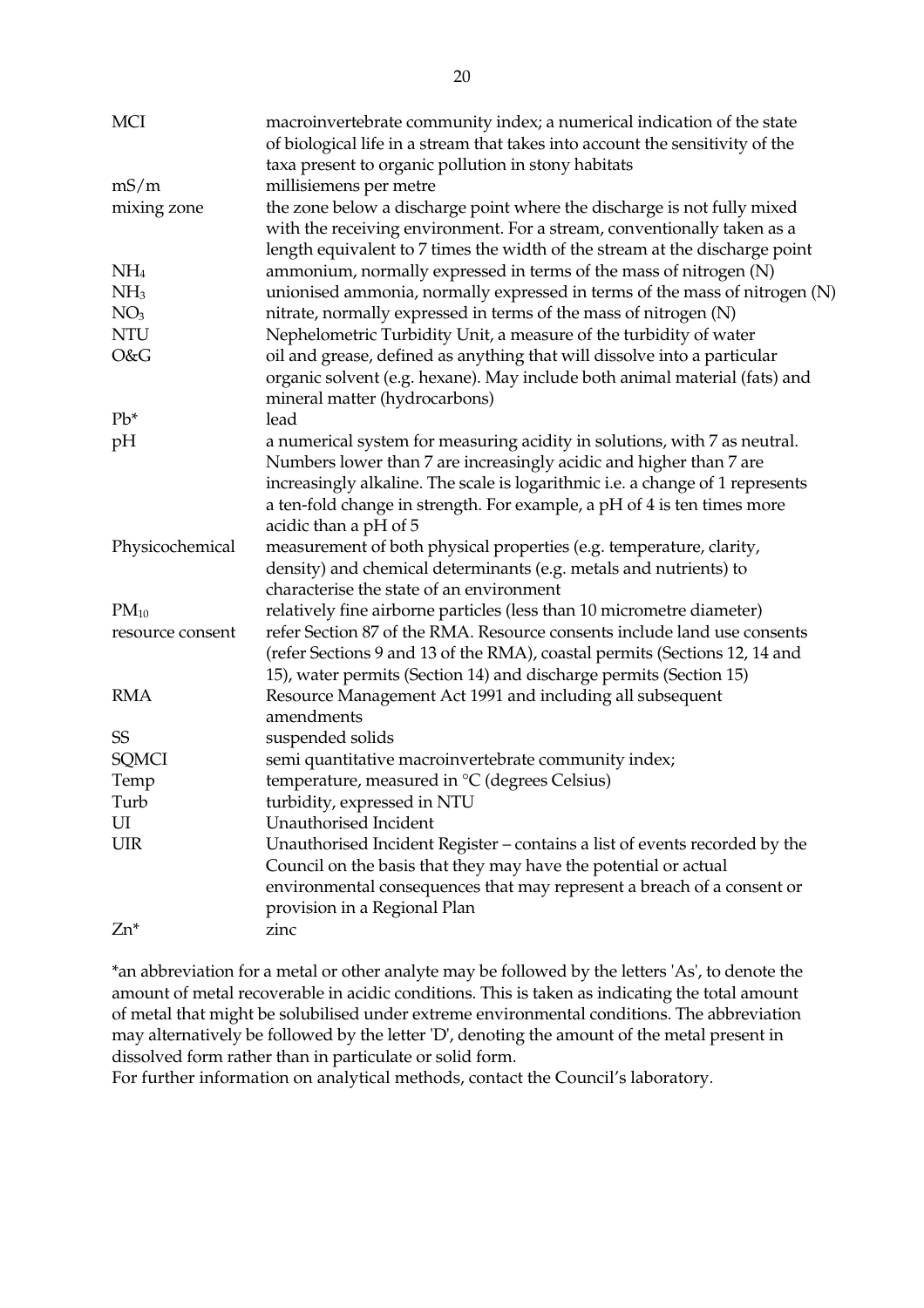| | |
|---|---|
| MCI | macroinvertebrate community index; a numerical indication of the state of biological life in a stream that takes into account the sensitivity of the taxa present to organic pollution in stony habitats |
| mS/m | millisiemens per metre |
| mixing zone | the zone below a discharge point where the discharge is not fully mixed with the receiving environment. For a stream, conventionally taken as a length equivalent to 7 times the width of the stream at the discharge point |
| $NH_4$ | ammonium, normally expressed in terms of the mass of nitrogen (N) |
| $NH_3$ | unionised ammonia, normally expressed in terms of the mass of nitrogen (N) |
| $NO_3$ | nitrate, normally expressed in terms of the mass of nitrogen (N) |
| NTU | Nephelometric Turbidity Unit, a measure of the turbidity of water |
| O&G | oil and grease, defined as anything that will dissolve into a particular organic solvent (e.g. hexane). May include both animal material (fats) and mineral matter (hydrocarbons) |
| Pb* | lead |
| pH | a numerical system for measuring acidity in solutions, with 7 as neutral. Numbers lower than 7 are increasingly acidic and higher than 7 are increasingly alkaline. The scale is logarithmic i.e. a change of 1 represents a ten-fold change in strength. For example, a pH of 4 is ten times more acidic than a pH of 5 |
| Physicochemical | measurement of both physical properties (e.g. temperature, clarity, density) and chemical determinants (e.g. metals and nutrients) to characterise the state of an environment |
| $PM_{10}$ | relatively fine airborne particles (less than 10 micrometre diameter) |
| resource consent | refer Section 87 of the RMA. Resource consents include land use consents (refer Sections 9 and 13 of the RMA), coastal permits (Sections 12, 14 and 15), water permits (Section 14) and discharge permits (Section 15) |
| RMA | Resource Management Act 1991 and including all subsequent amendments |
| SS | suspended solids |
| SQMCI | semi quantitative macroinvertebrate community index; |
| Temp | temperature, measured in °C (degrees Celsius) |
| Turb | turbidity, expressed in NTU |
| UI | Unauthorised Incident |
| UIR | Unauthorised Incident Register – contains a list of events recorded by the Council on the basis that they may have the potential or actual environmental consequences that may represent a breach of a consent or provision in a Regional Plan |
| Zn* | zinc |

*an abbreviation for a metal or other analyte may be followed by the letters 'As', to denote the amount of metal recoverable in acidic conditions. This is taken as indicating the total amount of metal that might be solubilised under extreme environmental conditions. The abbreviation may alternatively be followed by the letter 'D', denoting the amount of the metal present in dissolved form rather than in particulate or solid form.

For further information on analytical methods, contact the Council's laboratory.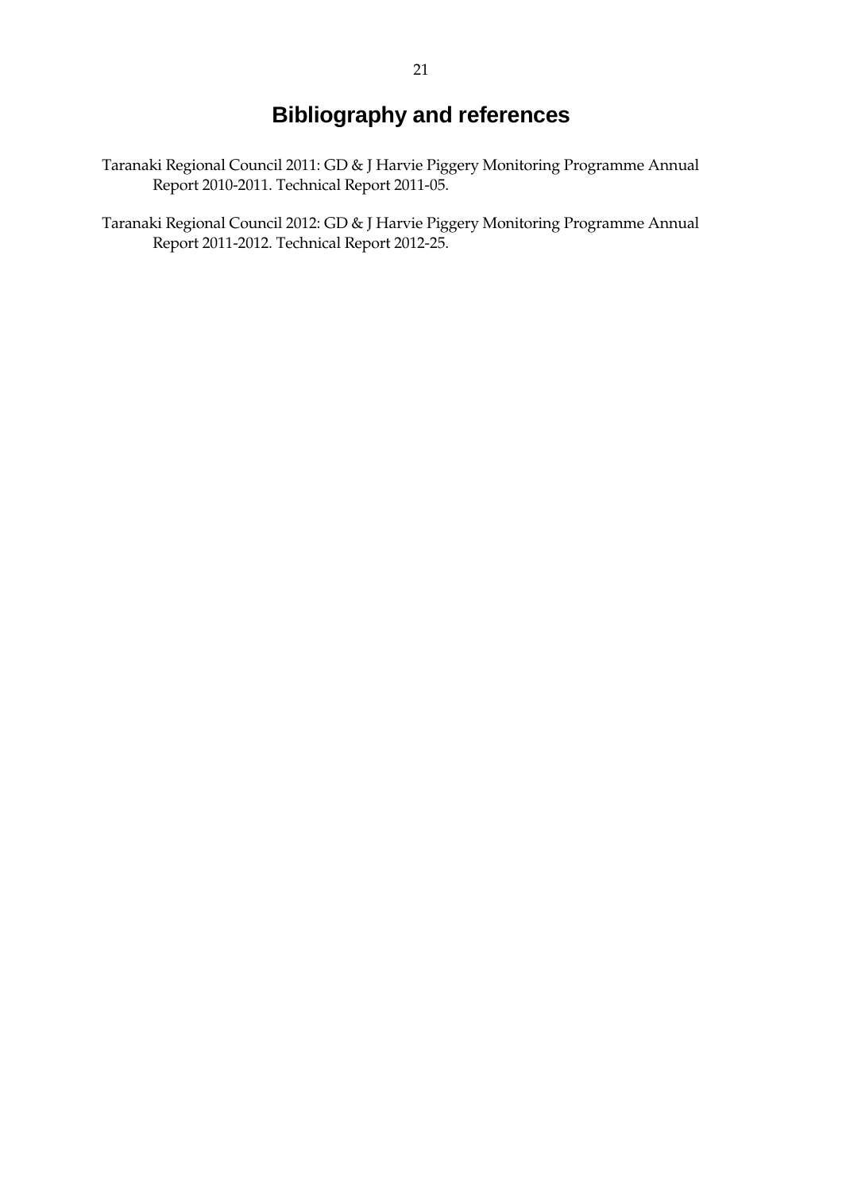# Bibliography and references

Taranaki Regional Council 2011: GD & J Harvie Piggery Monitoring Programme Annual Report 2010-2011. Technical Report 2011-05.

Taranaki Regional Council 2012: GD & J Harvie Piggery Monitoring Programme Annual Report 2011-2012. Technical Report 2012-25.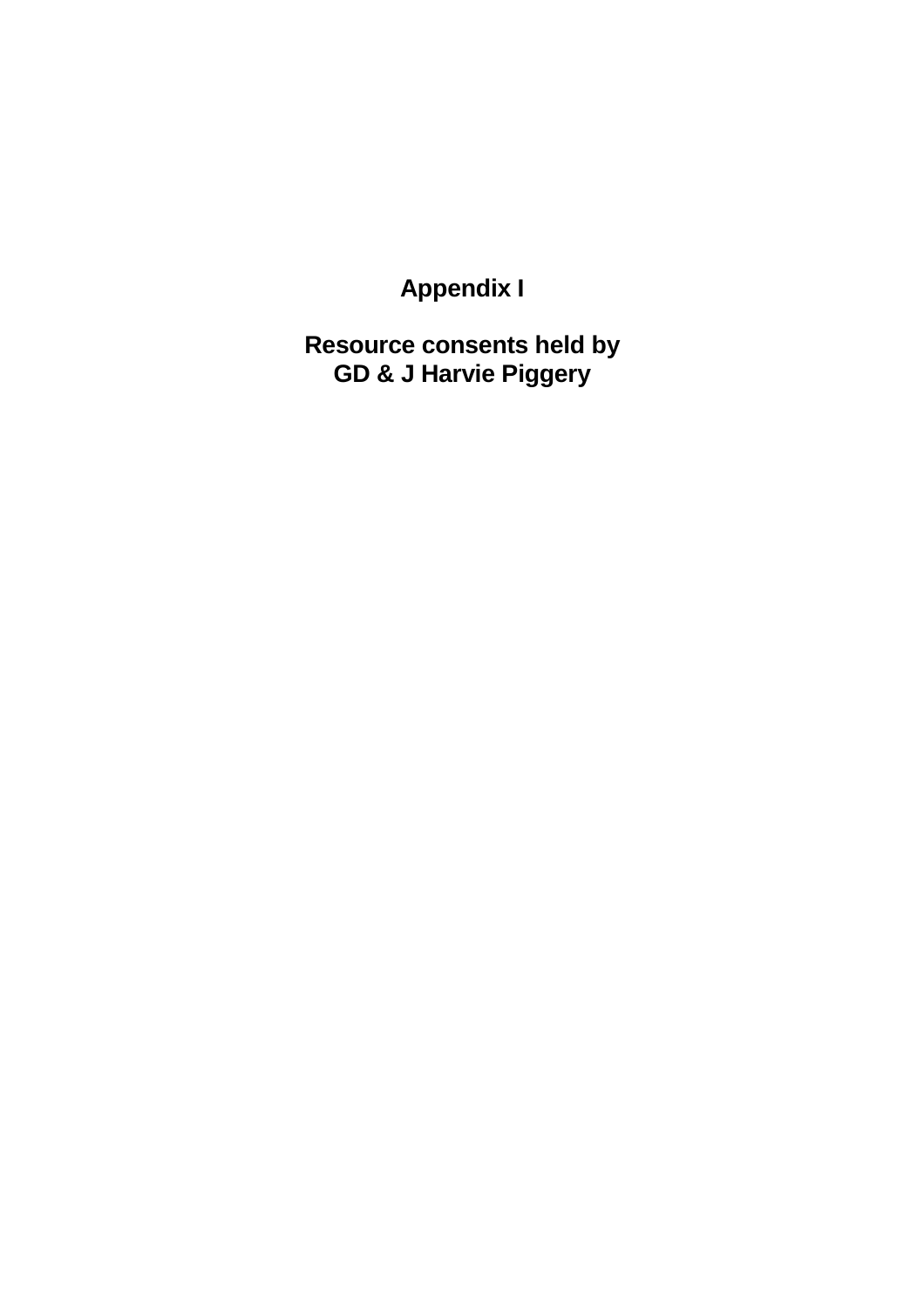# Appendix I

## Resource consents held by GD & J Harvie Piggery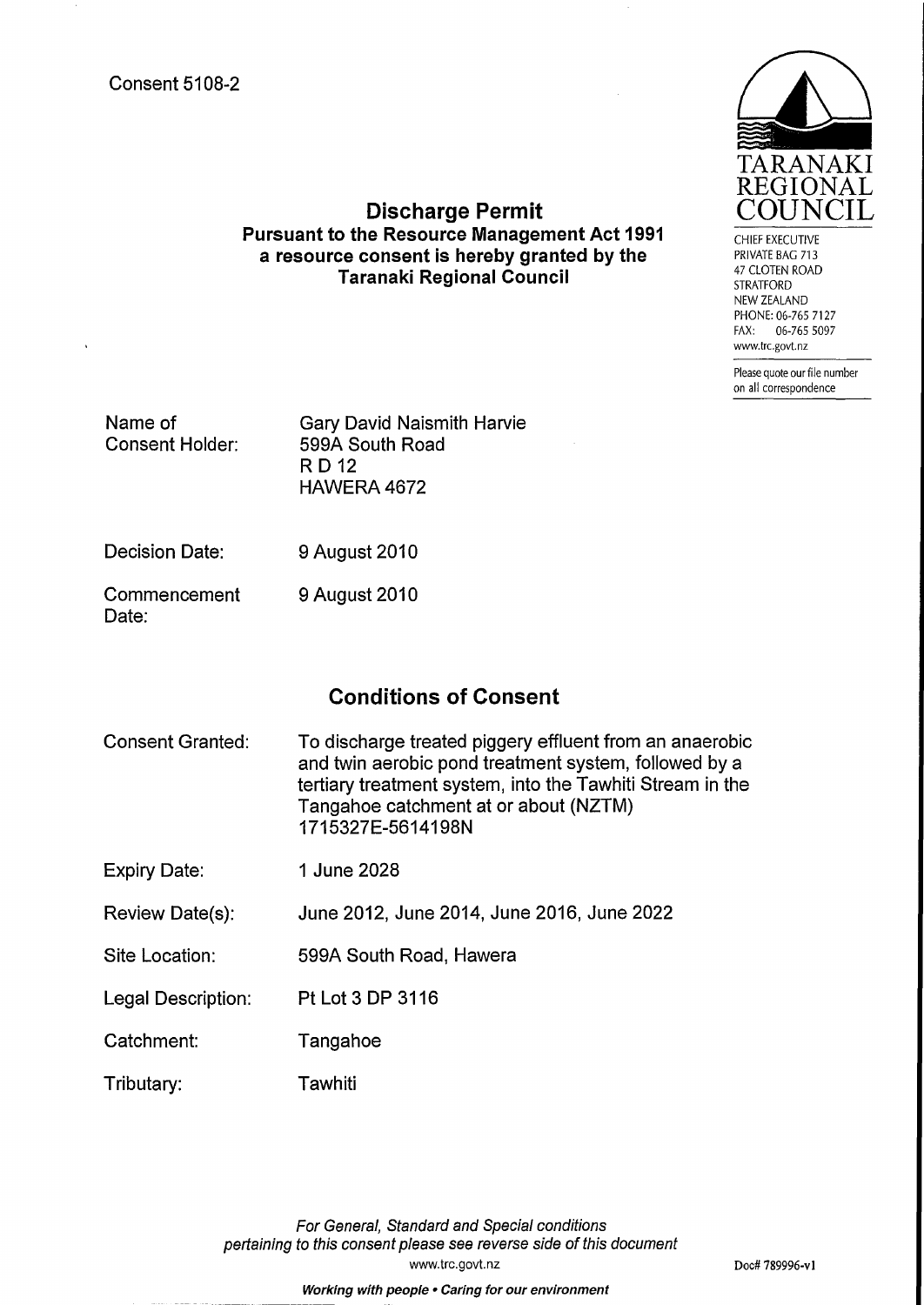Consent 5108-2

TARANAKI REGIONAL COUNCIL

CHIEF EXECUTIVE
PRIVATE BAG 713
47 CLOTEN ROAD
STRATFORD
NEW ZEALAND
PHONE: 06-765 7127
FAX: 06-765 5097
www.trc.govt.nz

Please quote our file number on all correspondence

## Discharge Permit

### Pursuant to the Resource Management Act 1991 a resource consent is hereby granted by the Taranaki Regional Council

| | |
|---|---|
| Name of Consent Holder: | Gary David Naismith Harvie<br>599A South Road<br>R D 12<br>HAWERA 4672 |
| Decision Date: | 9 August 2010 |
| Commencement Date: | 9 August 2010 |

## Conditions of Consent

| | |
|---|---|
| Consent Granted: | To discharge treated piggery effluent from an anaerobic and twin aerobic pond treatment system, followed by a tertiary treatment system, into the Tawhiti Stream in the Tangahoe catchment at or about (NZTM) 1715327E-5614198N |
| Expiry Date: | 1 June 2028 |
| Review Date(s): | June 2012, June 2014, June 2016, June 2022 |
| Site Location: | 599A South Road, Hawera |
| Legal Description: | Pt Lot 3 DP 3116 |
| Catchment: | Tangahoe |
| Tributary: | Tawhiti |

*For General, Standard and Special conditions pertaining to this consent please see reverse side of this document*

www.trc.govt.nz

Doc# 789996-v1

***Working with people • Caring for our environment***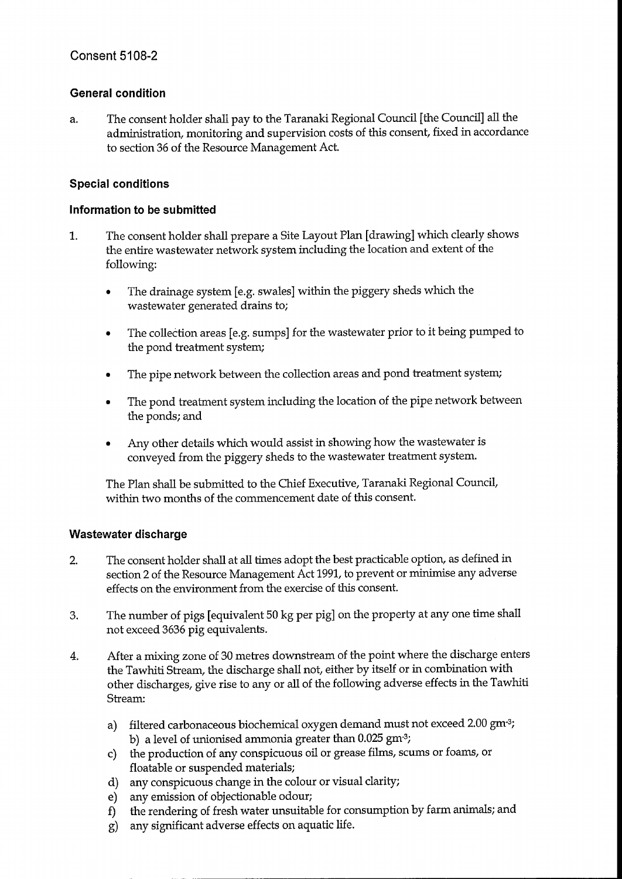## Consent 5108-2

### General condition

a. The consent holder shall pay to the Taranaki Regional Council [the Council] all the administration, monitoring and supervision costs of this consent, fixed in accordance to section 36 of the Resource Management Act.

### Special conditions

### Information to be submitted

1. The consent holder shall prepare a Site Layout Plan [drawing] which clearly shows the entire wastewater network system including the location and extent of the following:

   - The drainage system [e.g. swales] within the piggery sheds which the wastewater generated drains to;
   - The collection areas [e.g. sumps] for the wastewater prior to it being pumped to the pond treatment system;
   - The pipe network between the collection areas and pond treatment system;
   - The pond treatment system including the location of the pipe network between the ponds; and
   - Any other details which would assist in showing how the wastewater is conveyed from the piggery sheds to the wastewater treatment system.

   The Plan shall be submitted to the Chief Executive, Taranaki Regional Council, within two months of the commencement date of this consent.

### Wastewater discharge

2. The consent holder shall at all times adopt the best practicable option, as defined in section 2 of the Resource Management Act 1991, to prevent or minimise any adverse effects on the environment from the exercise of this consent.

3. The number of pigs [equivalent 50 kg per pig] on the property at any one time shall not exceed 3636 pig equivalents.

4. After a mixing zone of 30 metres downstream of the point where the discharge enters the Tawhiti Stream, the discharge shall not, either by itself or in combination with other discharges, give rise to any or all of the following adverse effects in the Tawhiti Stream:

   a) filtered carbonaceous biochemical oxygen demand must not exceed 2.00 $gm^{-3}$;
   b) a level of unionised ammonia greater than 0.025 $gm^{-3}$;
   c) the production of any conspicuous oil or grease films, scums or foams, or floatable or suspended materials;
   d) any conspicuous change in the colour or visual clarity;
   e) any emission of objectionable odour;
   f) the rendering of fresh water unsuitable for consumption by farm animals; and
   g) any significant adverse effects on aquatic life.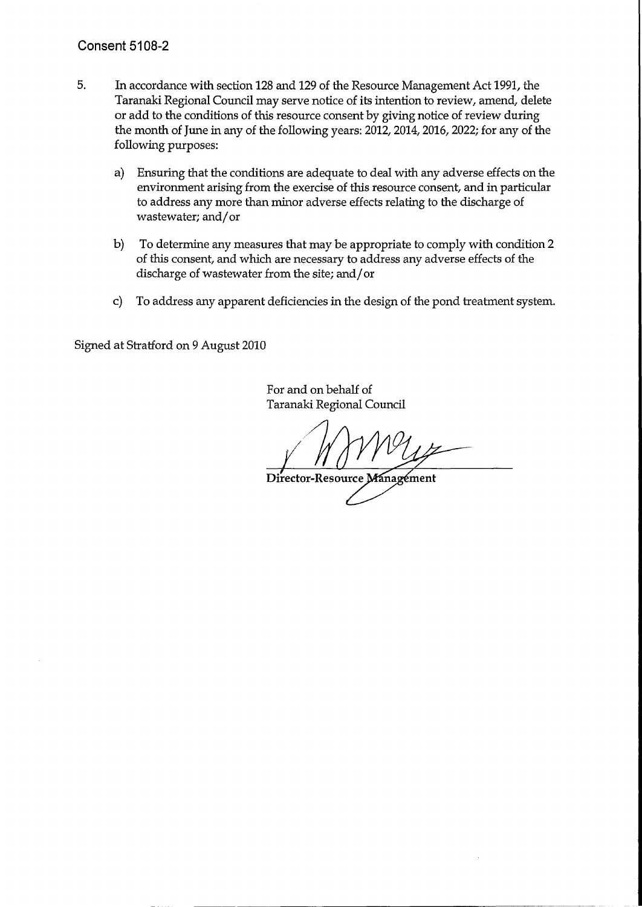## Consent 5108-2

5. In accordance with section 128 and 129 of the Resource Management Act 1991, the Taranaki Regional Council may serve notice of its intention to review, amend, delete or add to the conditions of this resource consent by giving notice of review during the month of June in any of the following years: 2012, 2014, 2016, 2022; for any of the following purposes:

    a) Ensuring that the conditions are adequate to deal with any adverse effects on the environment arising from the exercise of this resource consent, and in particular to address any more than minor adverse effects relating to the discharge of wastewater; and/or

    b) To determine any measures that may be appropriate to comply with condition 2 of this consent, and which are necessary to address any adverse effects of the discharge of wastewater from the site; and/or

    c) To address any apparent deficiencies in the design of the pond treatment system.

Signed at Stratford on 9 August 2010

For and on behalf of
Taranaki Regional Council

Director-Resource Management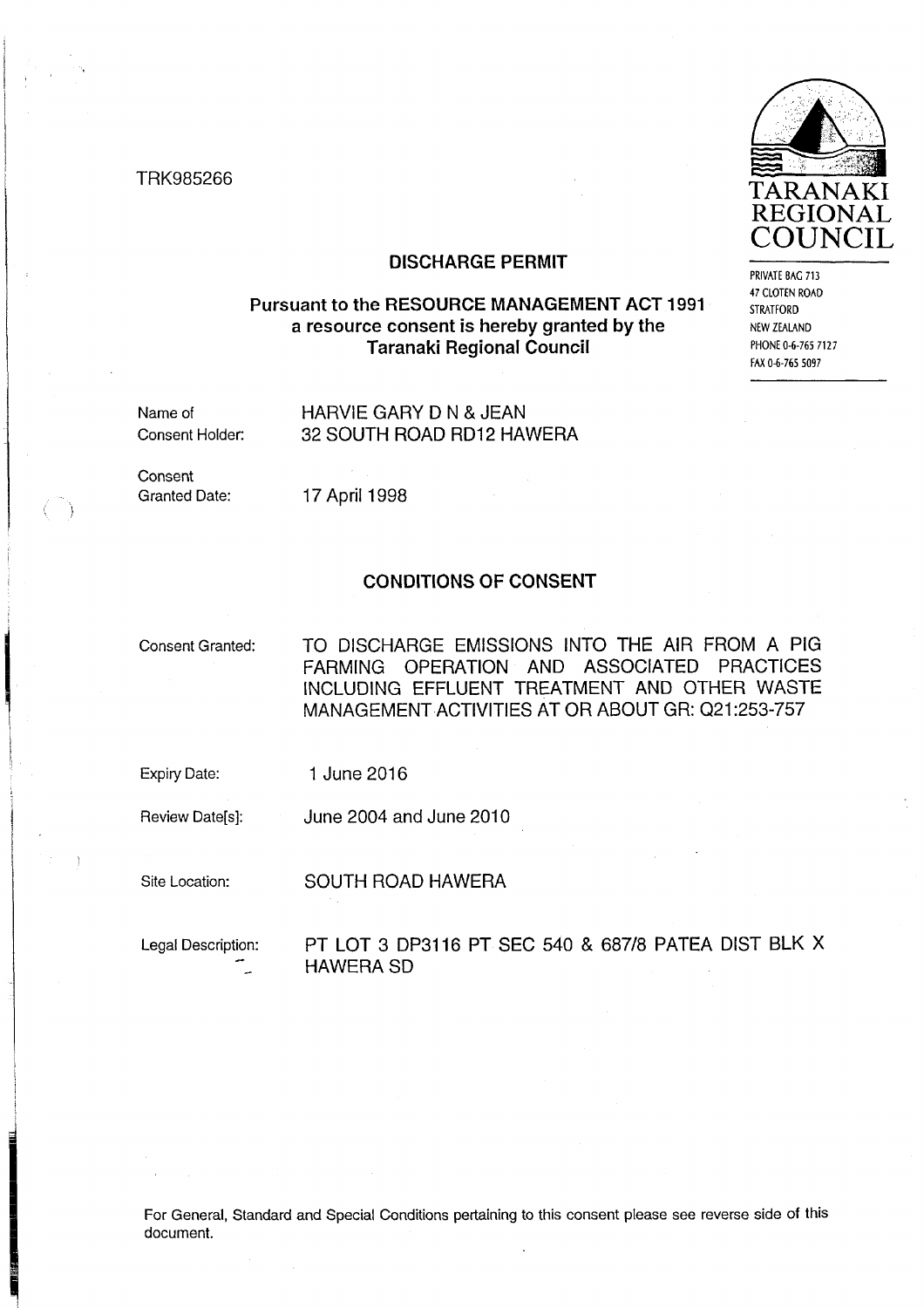TRK985266

TARANAKI REGIONAL COUNCIL

PRIVATE BAG 713
47 CLOTEN ROAD
STRATFORD
NEW ZEALAND
PHONE 0-6-765 7127
FAX 0-6-765 5097

## DISCHARGE PERMIT

### Pursuant to the RESOURCE MANAGEMENT ACT 1991 a resource consent is hereby granted by the Taranaki Regional Council

Name of Consent Holder: HARVIE GARY D N & JEAN
32 SOUTH ROAD RD12 HAWERA

Consent Granted Date: 17 April 1998

## CONDITIONS OF CONSENT

Consent Granted: TO DISCHARGE EMISSIONS INTO THE AIR FROM A PIG FARMING OPERATION AND ASSOCIATED PRACTICES INCLUDING EFFLUENT TREATMENT AND OTHER WASTE MANAGEMENT ACTIVITIES AT OR ABOUT GR: Q21:253-757

Expiry Date: 1 June 2016

Review Date[s]: June 2004 and June 2010

Site Location: SOUTH ROAD HAWERA

Legal Description: PT LOT 3 DP3116 PT SEC 540 & 687/8 PATEA DIST BLK X HAWERA SD

For General, Standard and Special Conditions pertaining to this consent please see reverse side of this document.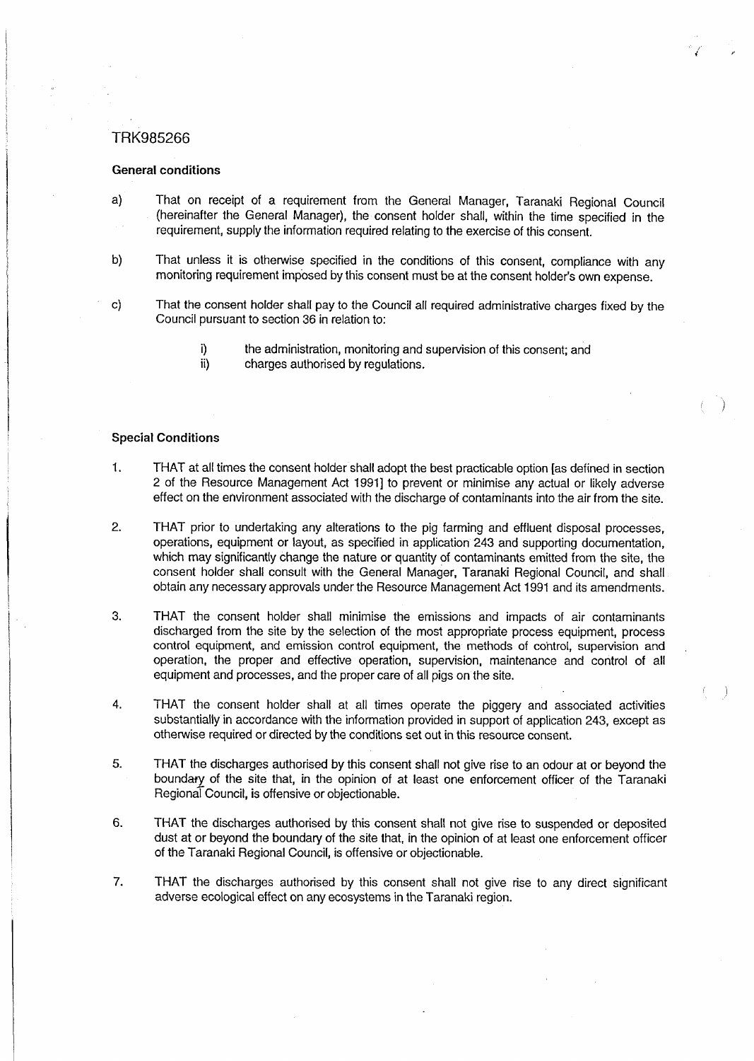TRK985266

### General conditions

a) That on receipt of a requirement from the General Manager, Taranaki Regional Council (hereinafter the General Manager), the consent holder shall, within the time specified in the requirement, supply the information required relating to the exercise of this consent.

b) That unless it is otherwise specified in the conditions of this consent, compliance with any monitoring requirement imposed by this consent must be at the consent holder's own expense.

c) That the consent holder shall pay to the Council all required administrative charges fixed by the Council pursuant to section 36 in relation to:

   i) the administration, monitoring and supervision of this consent; and
   ii) charges authorised by regulations.

### Special Conditions

1. THAT at all times the consent holder shall adopt the best practicable option [as defined in section 2 of the Resource Management Act 1991] to prevent or minimise any actual or likely adverse effect on the environment associated with the discharge of contaminants into the air from the site.

2. THAT prior to undertaking any alterations to the pig farming and effluent disposal processes, operations, equipment or layout, as specified in application 243 and supporting documentation, which may significantly change the nature or quantity of contaminants emitted from the site, the consent holder shall consult with the General Manager, Taranaki Regional Council, and shall obtain any necessary approvals under the Resource Management Act 1991 and its amendments.

3. THAT the consent holder shall minimise the emissions and impacts of air contaminants discharged from the site by the selection of the most appropriate process equipment, process control equipment, and emission control equipment, the methods of control, supervision and operation, the proper and effective operation, supervision, maintenance and control of all equipment and processes, and the proper care of all pigs on the site.

4. THAT the consent holder shall at all times operate the piggery and associated activities substantially in accordance with the information provided in support of application 243, except as otherwise required or directed by the conditions set out in this resource consent.

5. THAT the discharges authorised by this consent shall not give rise to an odour at or beyond the boundary of the site that, in the opinion of at least one enforcement officer of the Taranaki Regional Council, is offensive or objectionable.

6. THAT the discharges authorised by this consent shall not give rise to suspended or deposited dust at or beyond the boundary of the site that, in the opinion of at least one enforcement officer of the Taranaki Regional Council, is offensive or objectionable.

7. THAT the discharges authorised by this consent shall not give rise to any direct significant adverse ecological effect on any ecosystems in the Taranaki region.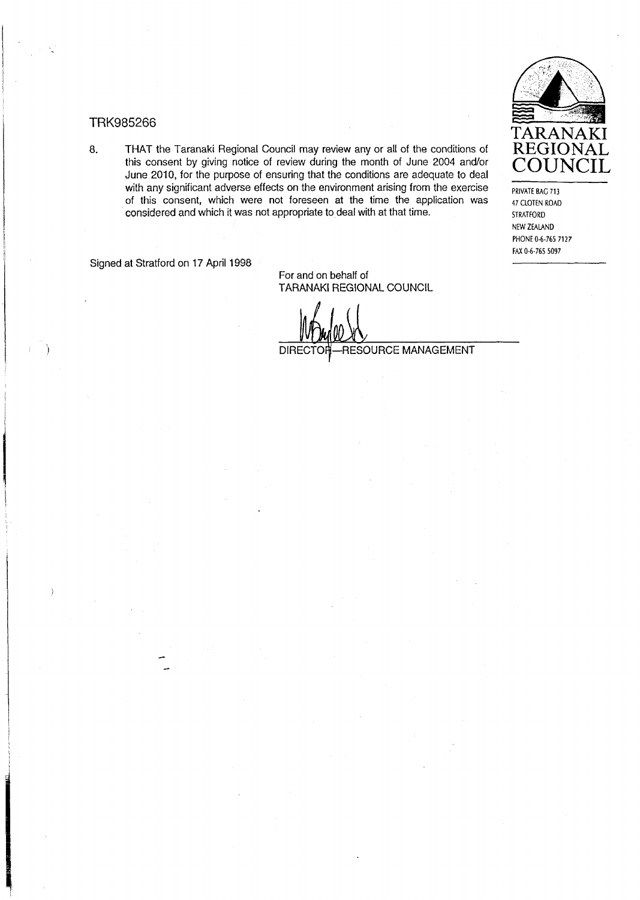TRK985266

TARANAKI REGIONAL COUNCIL

PRIVATE BAG 713
47 CLOTEN ROAD
STRATFORD
NEW ZEALAND
PHONE 0-6-765 7127
FAX 0-6-765 5097

8. THAT the Taranaki Regional Council may review any or all of the conditions of this consent by giving notice of review during the month of June 2004 and/or June 2010, for the purpose of ensuring that the conditions are adequate to deal with any significant adverse effects on the environment arising from the exercise of this consent, which were not foreseen at the time the application was considered and which it was not appropriate to deal with at that time.

Signed at Stratford on 17 April 1998

For and on behalf of
TARANAKI REGIONAL COUNCIL

DIRECTOR—RESOURCE MANAGEMENT